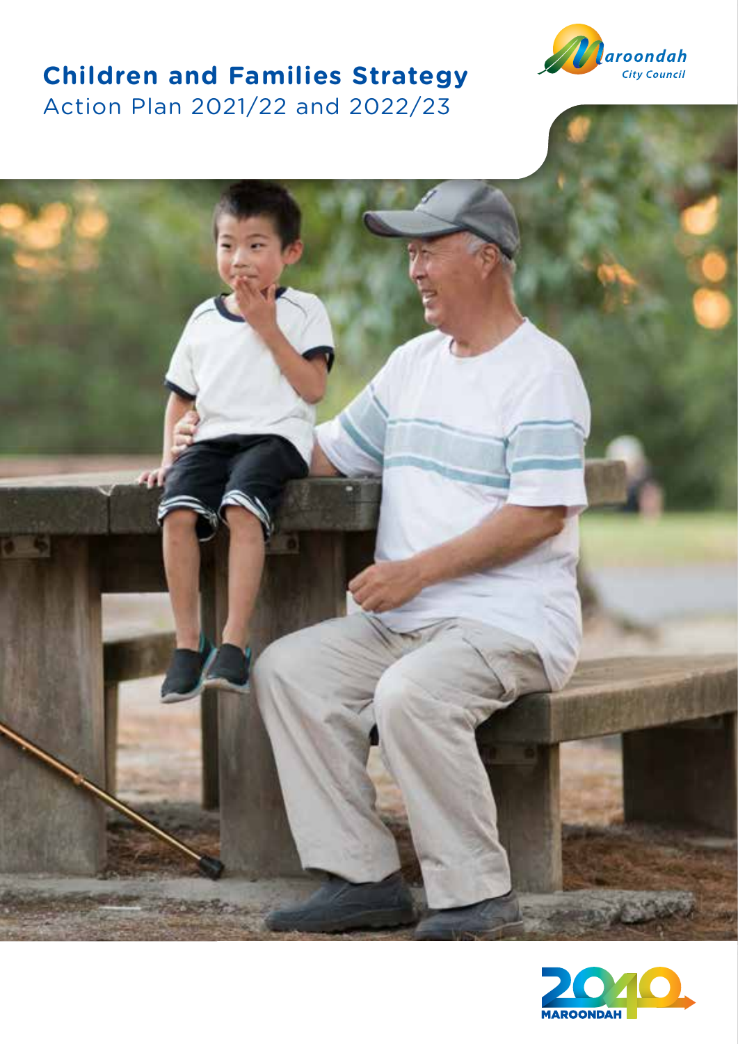# Children and Families Strategy

Action Plan 2021/22 and 2022/23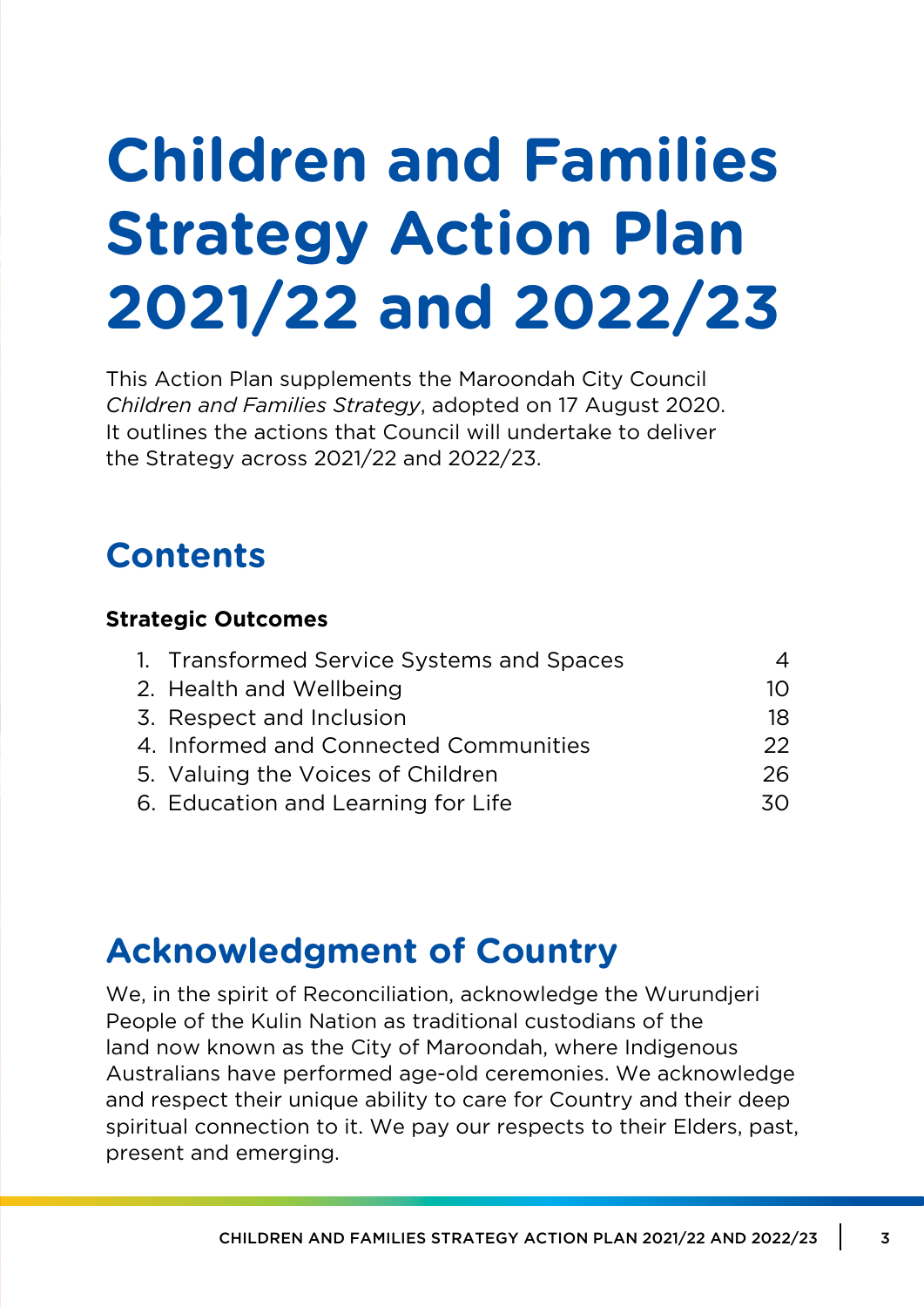# Children and Families Strategy Action Plan 2021/22 and 2022/23

This Action Plan supplements the Maroondah City Council *Children and Families Strategy*, adopted on 17 August 2020. It outlines the actions that Council will undertake to deliver the Strategy across 2021/22 and 2022/23.

## Contents

**Strategic Outcomes**

| | |
|---|---|
| 1. Transformed Service Systems and Spaces | 4 |
| 2. Health and Wellbeing | 10 |
| 3. Respect and Inclusion | 18 |
| 4. Informed and Connected Communities | 22 |
| 5. Valuing the Voices of Children | 26 |
| 6. Education and Learning for Life | 30 |

## Acknowledgment of Country

We, in the spirit of Reconciliation, acknowledge the Wurundjeri People of the Kulin Nation as traditional custodians of the land now known as the City of Maroondah, where Indigenous Australians have performed age-old ceremonies. We acknowledge and respect their unique ability to care for Country and their deep spiritual connection to it. We pay our respects to their Elders, past, present and emerging.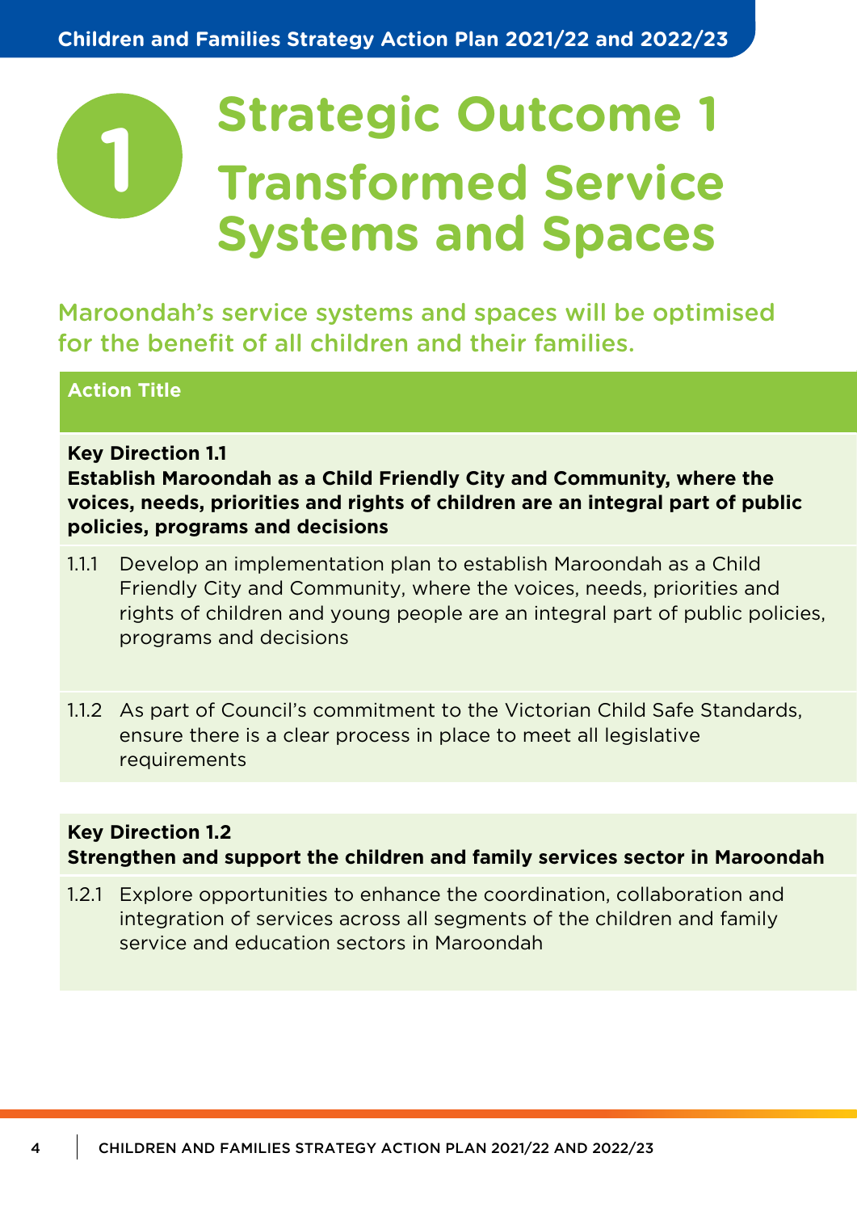# 1 Strategic Outcome 1

# Transformed Service Systems and Spaces

Maroondah's service systems and spaces will be optimised for the benefit of all children and their families.

| Action Title |
|---|
| **Key Direction 1.1** <br> **Establish Maroondah as a Child Friendly City and Community, where the voices, needs, priorities and rights of children are an integral part of public policies, programs and decisions** |
| 1.1.1 Develop an implementation plan to establish Maroondah as a Child Friendly City and Community, where the voices, needs, priorities and rights of children and young people are an integral part of public policies, programs and decisions |
| 1.1.2 As part of Council's commitment to the Victorian Child Safe Standards, ensure there is a clear process in place to meet all legislative requirements |
| **Key Direction 1.2** <br> **Strengthen and support the children and family services sector in Maroondah** |
| 1.2.1 Explore opportunities to enhance the coordination, collaboration and integration of services across all segments of the children and family service and education sectors in Maroondah |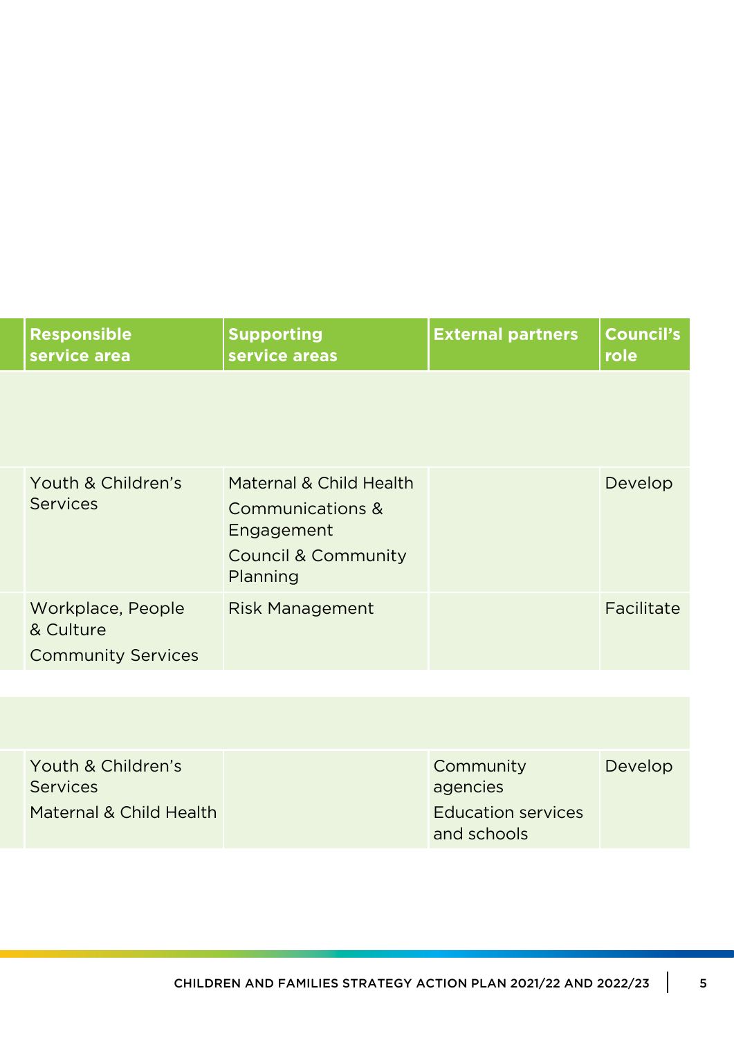| Responsible service area | Supporting service areas | External partners | Council's role |
|---|---|---|---|
| | | | |
| Youth & Children's Services | Maternal & Child Health<br>Communications & Engagement<br>Council & Community Planning | | Develop |
| Workplace, People & Culture<br>Community Services | Risk Management | | Facilitate |
| | | | |
| Youth & Children's Services<br>Maternal & Child Health | | Community agencies<br>Education services and schools | Develop |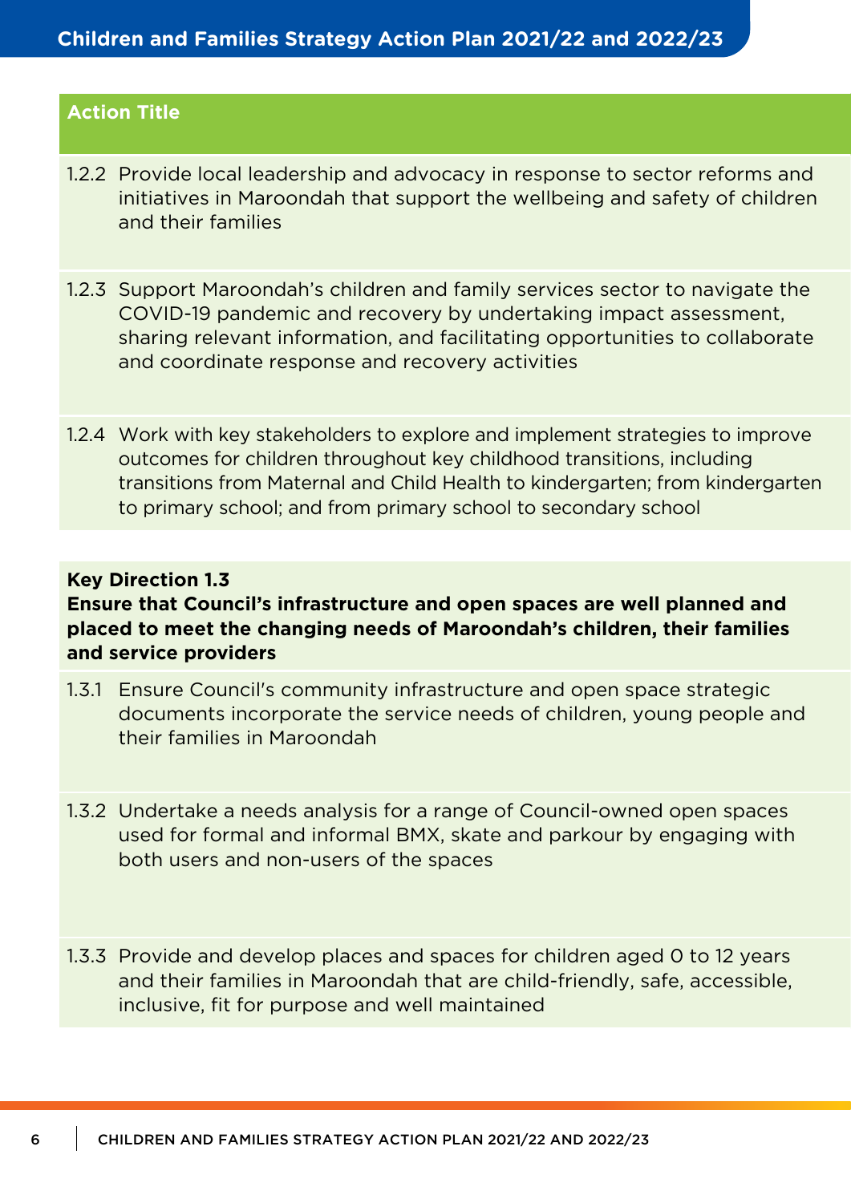| Action Title |
| --- |
| 1.2.2 Provide local leadership and advocacy in response to sector reforms and initiatives in Maroondah that support the wellbeing and safety of children and their families |
| 1.2.3 Support Maroondah's children and family services sector to navigate the COVID-19 pandemic and recovery by undertaking impact assessment, sharing relevant information, and facilitating opportunities to collaborate and coordinate response and recovery activities |
| 1.2.4 Work with key stakeholders to explore and implement strategies to improve outcomes for children throughout key childhood transitions, including transitions from Maternal and Child Health to kindergarten; from kindergarten to primary school; and from primary school to secondary school |

| **Key Direction 1.3** **Ensure that Council's infrastructure and open spaces are well planned and placed to meet the changing needs of Maroondah's children, their families and service providers** |
| --- |
| 1.3.1 Ensure Council's community infrastructure and open space strategic documents incorporate the service needs of children, young people and their families in Maroondah |
| 1.3.2 Undertake a needs analysis for a range of Council-owned open spaces used for formal and informal BMX, skate and parkour by engaging with both users and non-users of the spaces |
| 1.3.3 Provide and develop places and spaces for children aged 0 to 12 years and their families in Maroondah that are child-friendly, safe, accessible, inclusive, fit for purpose and well maintained |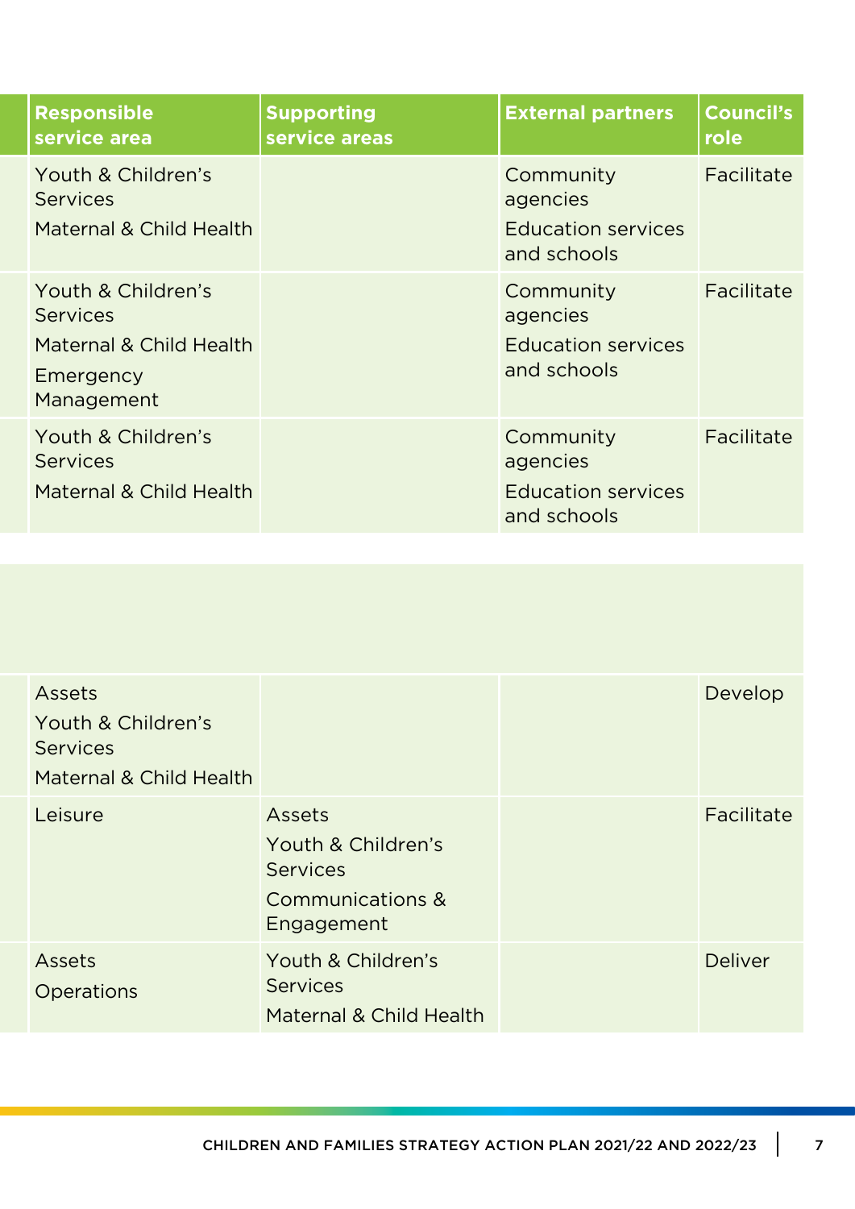| Responsible service area | Supporting service areas | External partners | Council's role |
|---|---|---|---|
| Youth & Children's Services<br>Maternal & Child Health | | Community agencies<br>Education services and schools | Facilitate |
| Youth & Children's Services<br>Maternal & Child Health<br>Emergency Management | | Community agencies<br>Education services and schools | Facilitate |
| Youth & Children's Services<br>Maternal & Child Health | | Community agencies<br>Education services and schools | Facilitate |
| | | | |
| Assets<br>Youth & Children's Services<br>Maternal & Child Health | | | Develop |
| Leisure | Assets<br>Youth & Children's Services<br>Communications & Engagement | | Facilitate |
| Assets<br>Operations | Youth & Children's Services<br>Maternal & Child Health | | Deliver |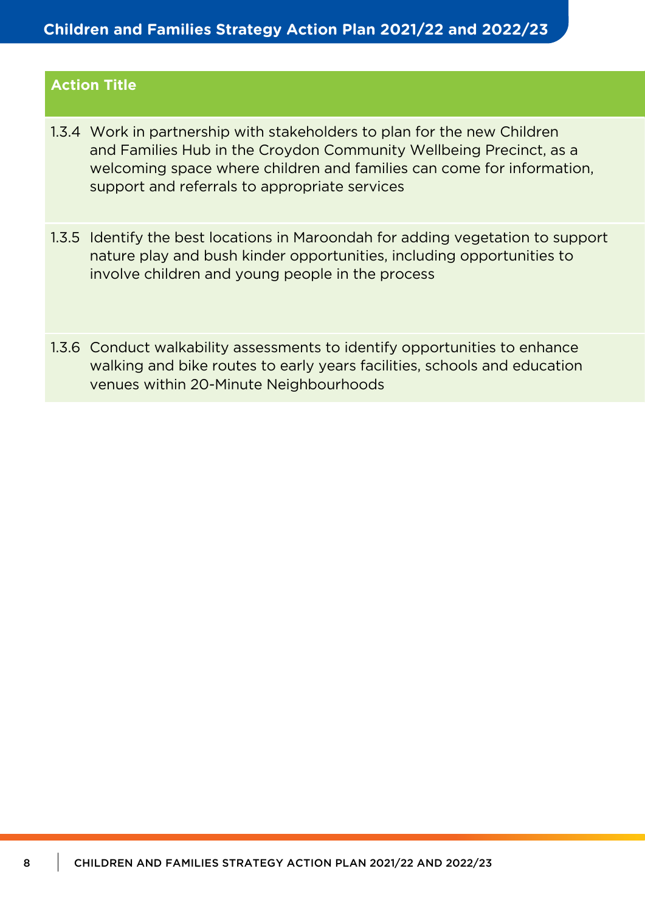| Action Title |
| --- |
| 1.3.4 Work in partnership with stakeholders to plan for the new Children and Families Hub in the Croydon Community Wellbeing Precinct, as a welcoming space where children and families can come for information, support and referrals to appropriate services |
| 1.3.5 Identify the best locations in Maroondah for adding vegetation to support nature play and bush kinder opportunities, including opportunities to involve children and young people in the process |
| 1.3.6 Conduct walkability assessments to identify opportunities to enhance walking and bike routes to early years facilities, schools and education venues within 20-Minute Neighbourhoods |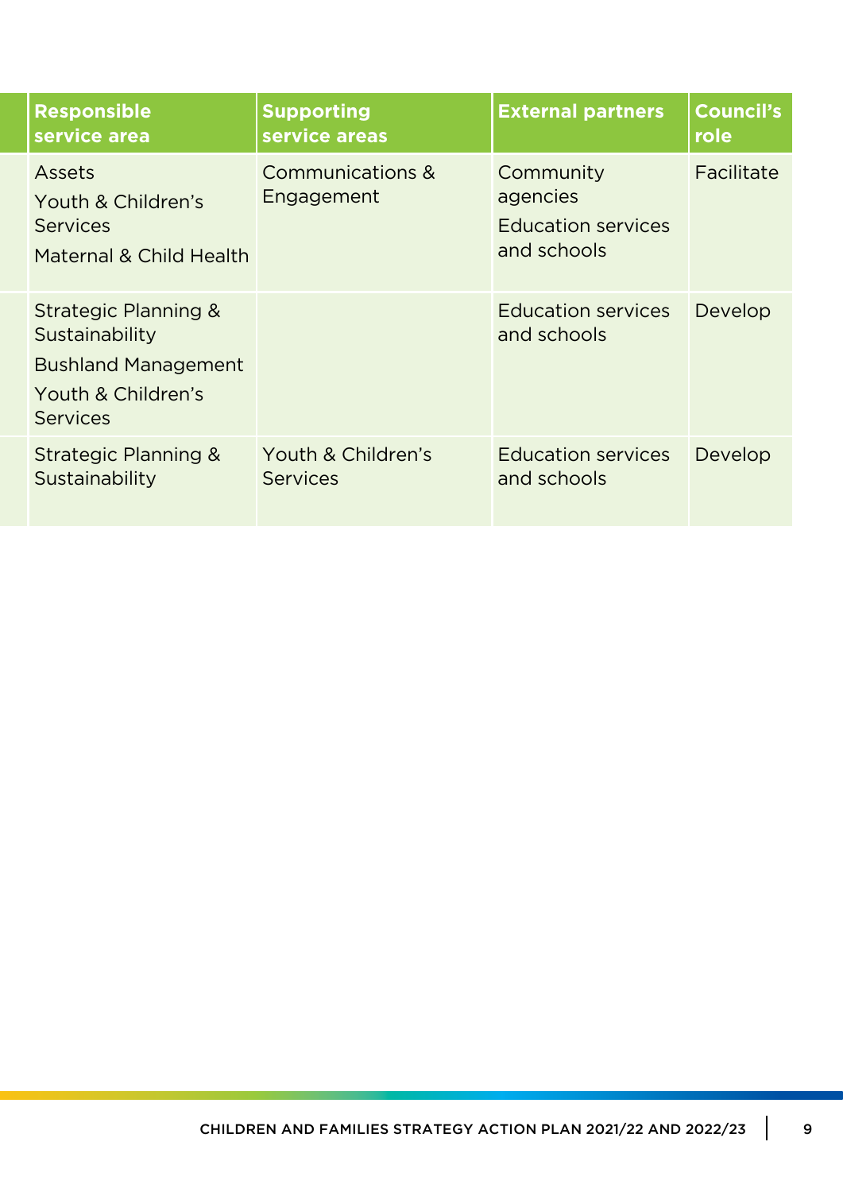| Responsible service area | Supporting service areas | External partners | Council's role |
|---|---|---|---|
| Assets<br>Youth & Children's Services<br>Maternal & Child Health | Communications & Engagement | Community agencies<br>Education services and schools | Facilitate |
| Strategic Planning & Sustainability<br>Bushland Management<br>Youth & Children's Services | | Education services and schools | Develop |
| Strategic Planning & Sustainability | Youth & Children's Services | Education services and schools | Develop |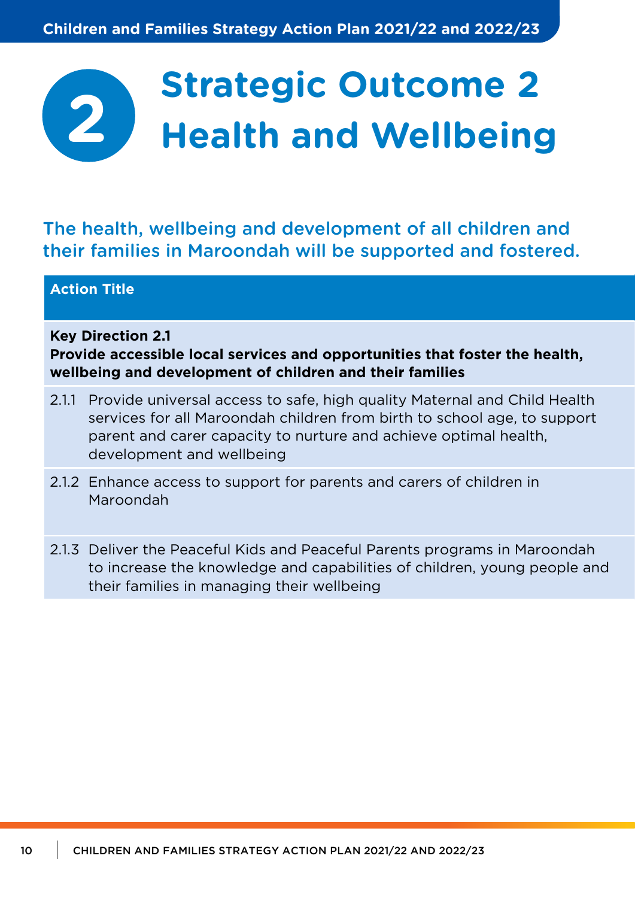# Strategic Outcome 2 Health and Wellbeing

The health, wellbeing and development of all children and their families in Maroondah will be supported and fostered.

| Action Title |
|---|
| **Key Direction 2.1 Provide accessible local services and opportunities that foster the health, wellbeing and development of children and their families** |
| 2.1.1 Provide universal access to safe, high quality Maternal and Child Health services for all Maroondah children from birth to school age, to support parent and carer capacity to nurture and achieve optimal health, development and wellbeing |
| 2.1.2 Enhance access to support for parents and carers of children in Maroondah |
| 2.1.3 Deliver the Peaceful Kids and Peaceful Parents programs in Maroondah to increase the knowledge and capabilities of children, young people and their families in managing their wellbeing |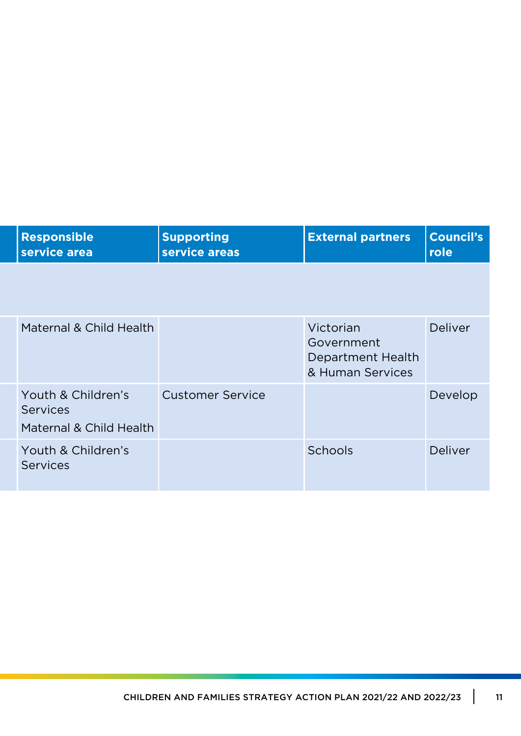| Responsible service area | Supporting service areas | External partners | Council's role |
|---|---|---|---|
| | | | |
| Maternal & Child Health | | Victorian Government Department Health & Human Services | Deliver |
| Youth & Children's Services<br>Maternal & Child Health | Customer Service | | Develop |
| Youth & Children's Services | | Schools | Deliver |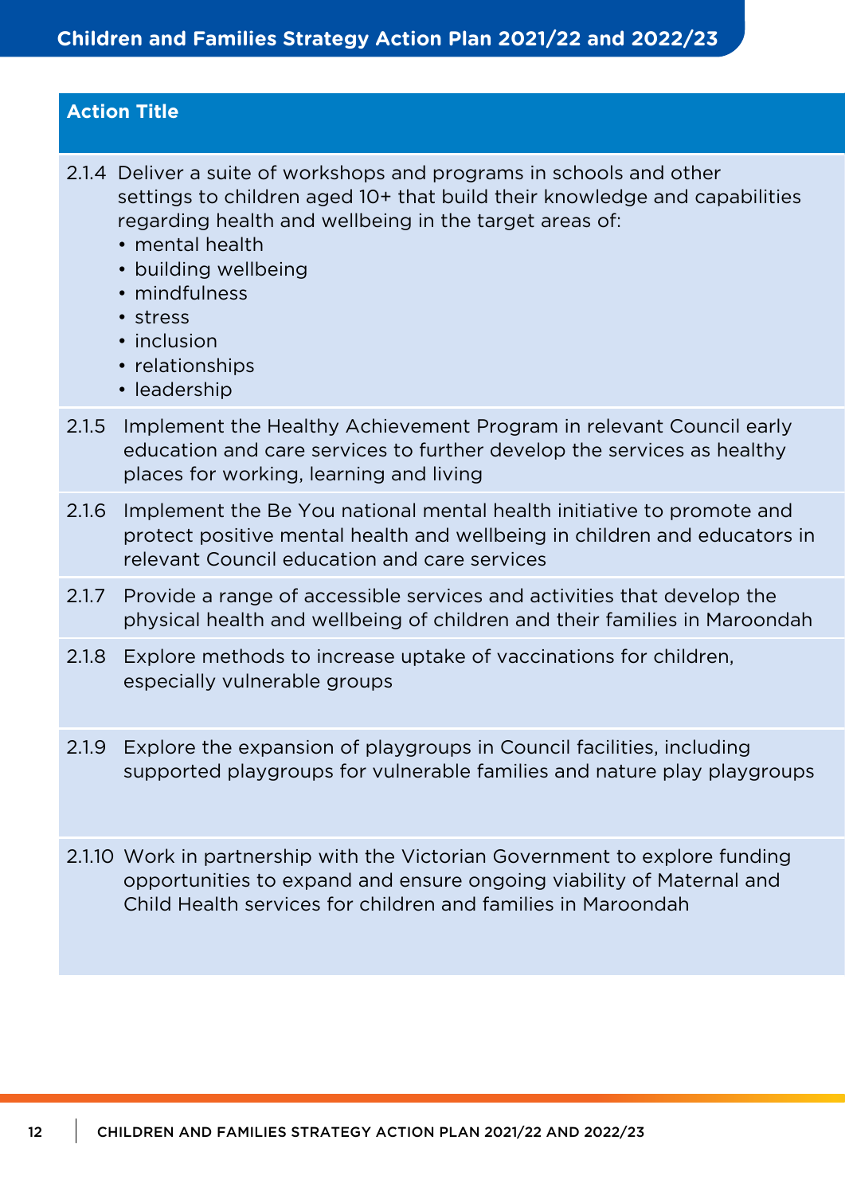| Action Title |
| --- |
| 2.1.4 Deliver a suite of workshops and programs in schools and other settings to children aged 10+ that build their knowledge and capabilities regarding health and wellbeing in the target areas of:<br>• mental health<br>• building wellbeing<br>• mindfulness<br>• stress<br>• inclusion<br>• relationships<br>• leadership |
| 2.1.5 Implement the Healthy Achievement Program in relevant Council early education and care services to further develop the services as healthy places for working, learning and living |
| 2.1.6 Implement the Be You national mental health initiative to promote and protect positive mental health and wellbeing in children and educators in relevant Council education and care services |
| 2.1.7 Provide a range of accessible services and activities that develop the physical health and wellbeing of children and their families in Maroondah |
| 2.1.8 Explore methods to increase uptake of vaccinations for children, especially vulnerable groups |
| 2.1.9 Explore the expansion of playgroups in Council facilities, including supported playgroups for vulnerable families and nature play playgroups |
| 2.1.10 Work in partnership with the Victorian Government to explore funding opportunities to expand and ensure ongoing viability of Maternal and Child Health services for children and families in Maroondah |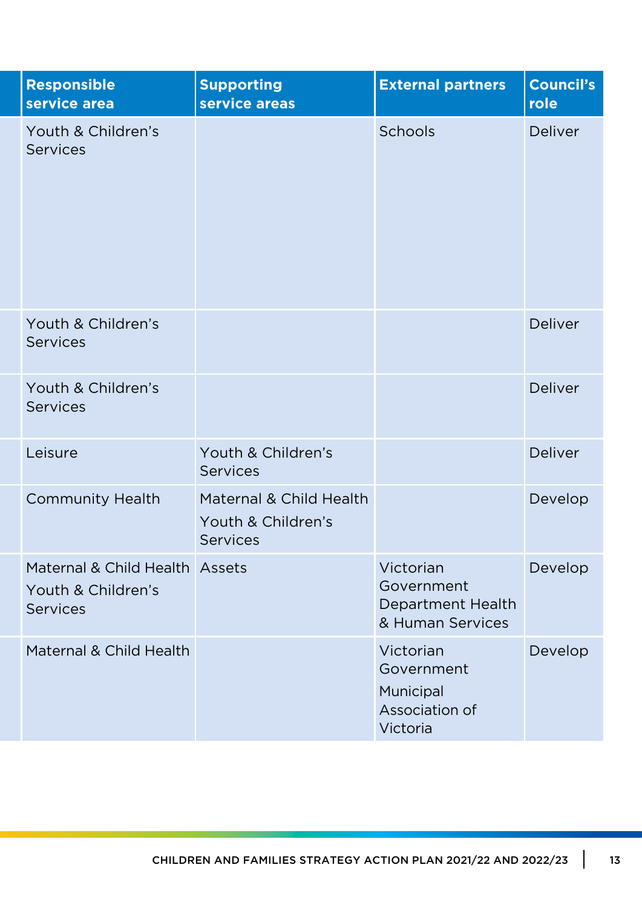| Responsible service area | Supporting service areas | External partners | Council's role |
|---|---|---|---|
| Youth & Children's Services | | Schools | Deliver |
| Youth & Children's Services | | | Deliver |
| Youth & Children's Services | | | Deliver |
| Leisure | Youth & Children's Services | | Deliver |
| Community Health | Maternal & Child Health<br>Youth & Children's Services | | Develop |
| Maternal & Child Health<br>Youth & Children's Services | Assets | Victorian Government Department Health & Human Services | Develop |
| Maternal & Child Health | | Victorian Government<br>Municipal Association of Victoria | Develop |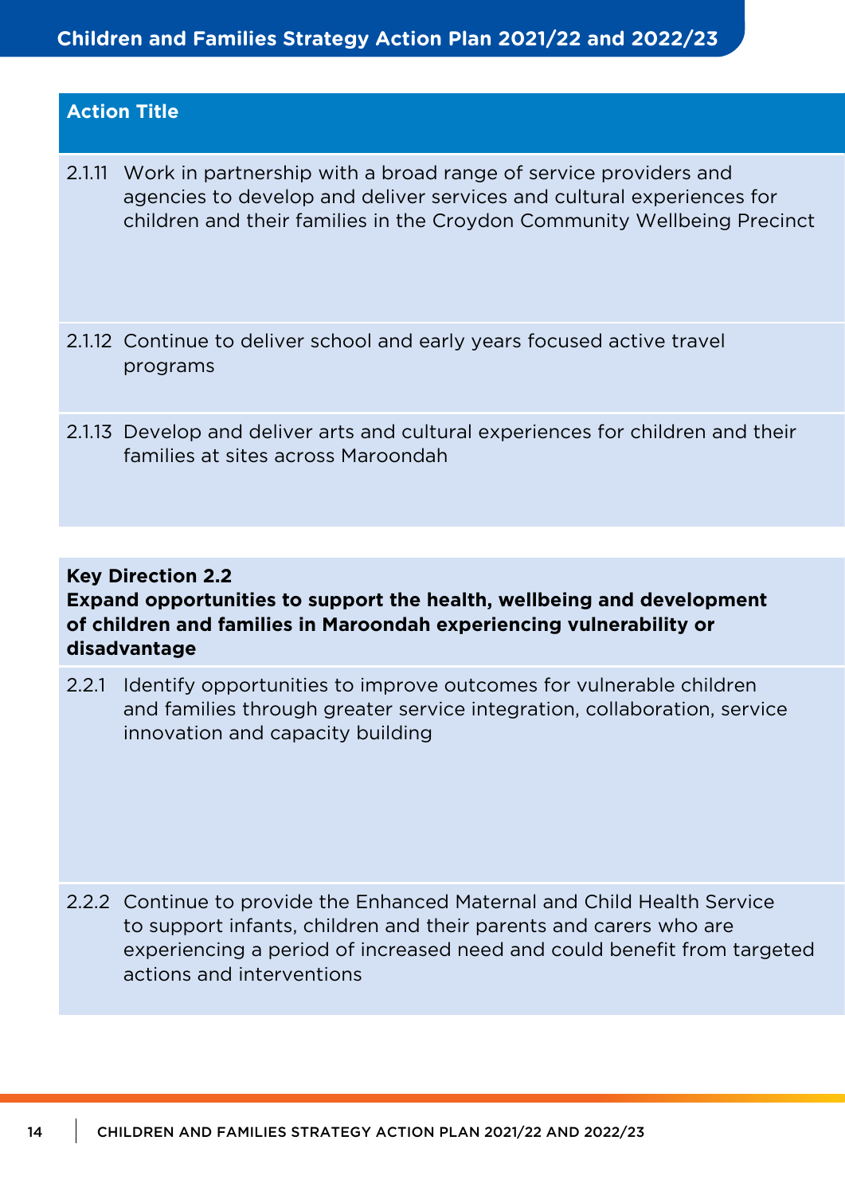| Action Title |
| --- |
| 2.1.11 Work in partnership with a broad range of service providers and agencies to develop and deliver services and cultural experiences for children and their families in the Croydon Community Wellbeing Precinct |
| 2.1.12 Continue to deliver school and early years focused active travel programs |
| 2.1.13 Develop and deliver arts and cultural experiences for children and their families at sites across Maroondah |

| **Key Direction 2.2**<br>**Expand opportunities to support the health, wellbeing and development of children and families in Maroondah experiencing vulnerability or disadvantage** |
| --- |
| 2.2.1 Identify opportunities to improve outcomes for vulnerable children and families through greater service integration, collaboration, service innovation and capacity building |
| 2.2.2 Continue to provide the Enhanced Maternal and Child Health Service to support infants, children and their parents and carers who are experiencing a period of increased need and could benefit from targeted actions and interventions |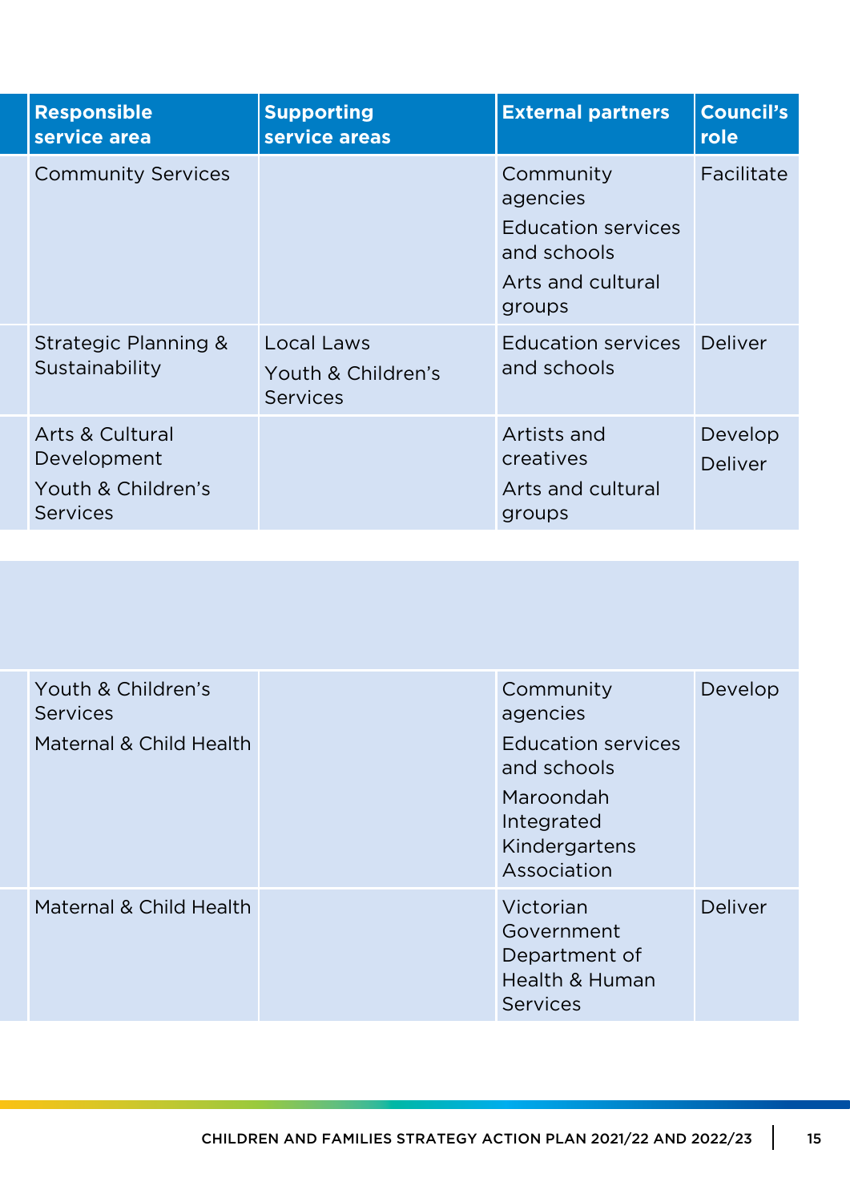| Responsible service area | Supporting service areas | External partners | Council's role |
|---|---|---|---|
| Community Services | | Community agencies<br>Education services and schools<br>Arts and cultural groups | Facilitate |
| Strategic Planning & Sustainability | Local Laws<br>Youth & Children's Services | Education services and schools | Deliver |
| Arts & Cultural Development<br>Youth & Children's Services | | Artists and creatives<br>Arts and cultural groups | Develop<br>Deliver |
| | | | |
| Youth & Children's Services<br>Maternal & Child Health | | Community agencies<br>Education services and schools<br>Maroondah Integrated Kindergartens Association | Develop |
| Maternal & Child Health | | Victorian Government Department of Health & Human Services | Deliver |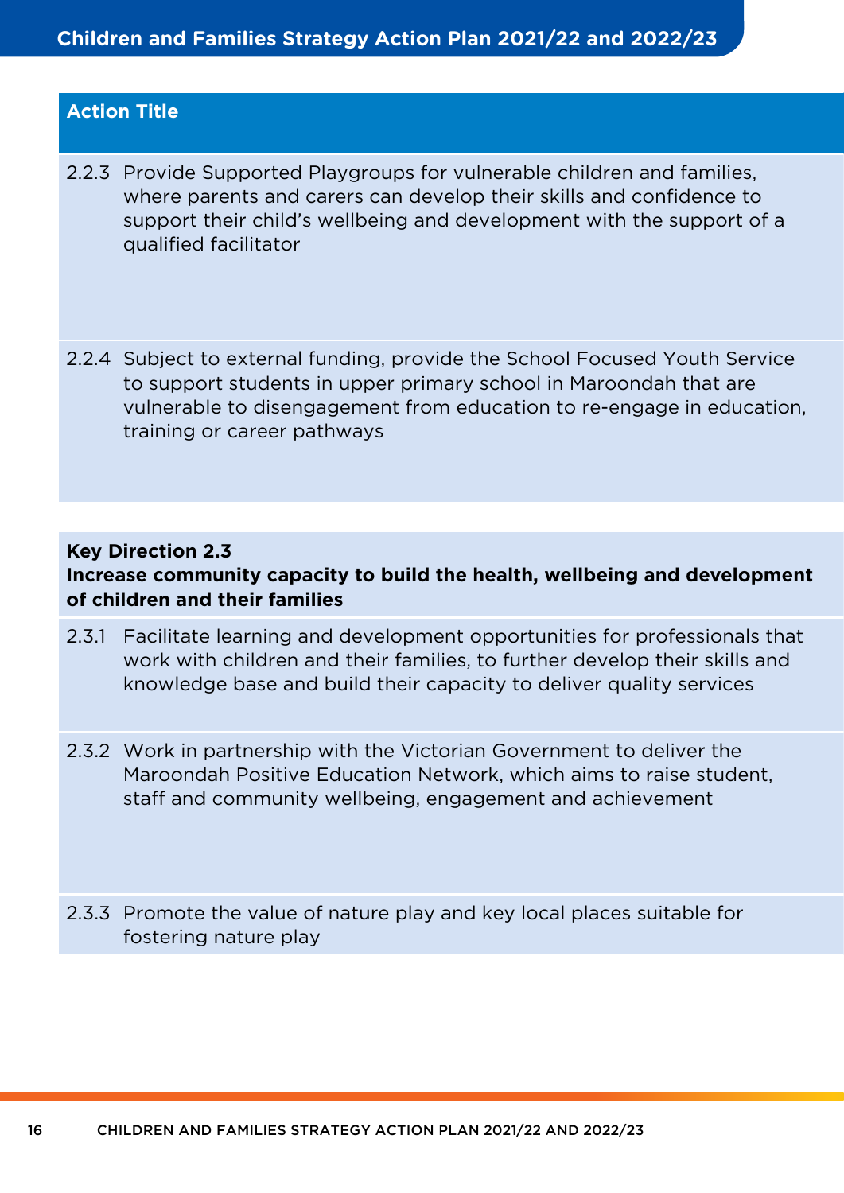| Action Title |
| --- |
| 2.2.3 Provide Supported Playgroups for vulnerable children and families, where parents and carers can develop their skills and confidence to support their child's wellbeing and development with the support of a qualified facilitator |
| 2.2.4 Subject to external funding, provide the School Focused Youth Service to support students in upper primary school in Maroondah that are vulnerable to disengagement from education to re-engage in education, training or career pathways |

| **Key Direction 2.3** **Increase community capacity to build the health, wellbeing and development of children and their families** |
| --- |
| 2.3.1 Facilitate learning and development opportunities for professionals that work with children and their families, to further develop their skills and knowledge base and build their capacity to deliver quality services |
| 2.3.2 Work in partnership with the Victorian Government to deliver the Maroondah Positive Education Network, which aims to raise student, staff and community wellbeing, engagement and achievement |
| 2.3.3 Promote the value of nature play and key local places suitable for fostering nature play |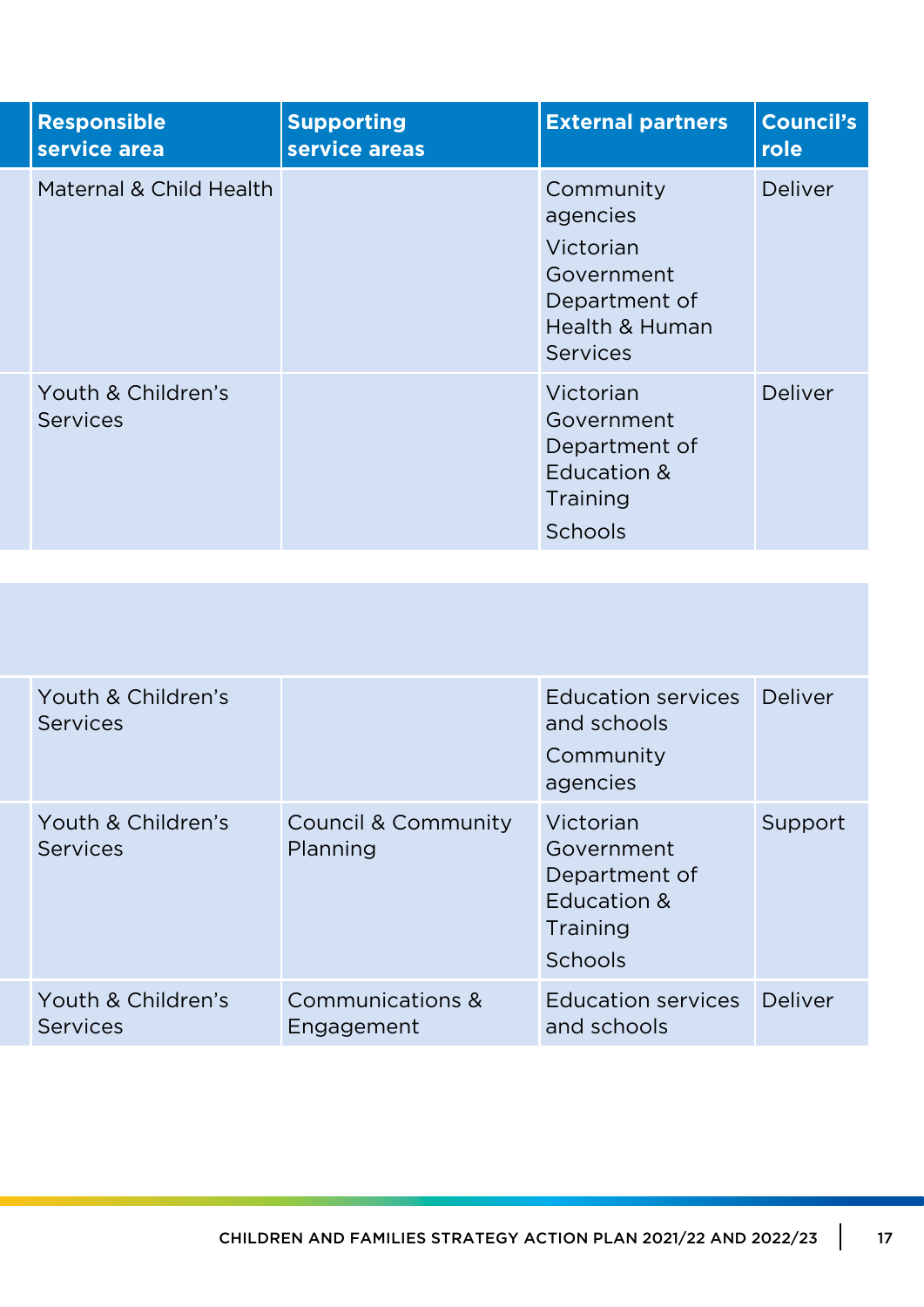| Responsible service area | Supporting service areas | External partners | Council's role |
|---|---|---|---|
| Maternal & Child Health | | Community agencies<br>Victorian Government Department of Health & Human Services | Deliver |
| Youth & Children's Services | | Victorian Government Department of Education & Training<br>Schools | Deliver |

| Responsible service area | Supporting service areas | External partners | Council's role |
|---|---|---|---|
| Youth & Children's Services | | Education services and schools<br>Community agencies | Deliver |
| Youth & Children's Services | Council & Community Planning | Victorian Government Department of Education & Training<br>Schools | Support |
| Youth & Children's Services | Communications & Engagement | Education services and schools | Deliver |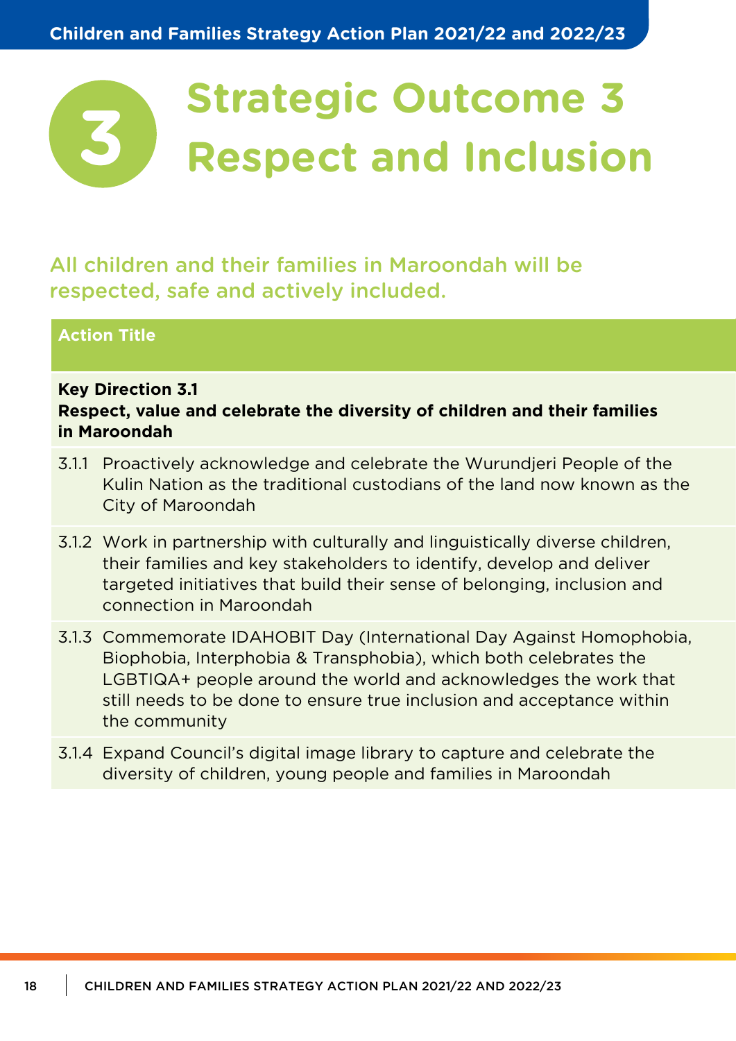# Strategic Outcome 3 Respect and Inclusion

All children and their families in Maroondah will be respected, safe and actively included.

| Action Title |
| --- |
| **Key Direction 3.1**<br>**Respect, value and celebrate the diversity of children and their families in Maroondah** |
| 3.1.1 Proactively acknowledge and celebrate the Wurundjeri People of the Kulin Nation as the traditional custodians of the land now known as the City of Maroondah |
| 3.1.2 Work in partnership with culturally and linguistically diverse children, their families and key stakeholders to identify, develop and deliver targeted initiatives that build their sense of belonging, inclusion and connection in Maroondah |
| 3.1.3 Commemorate IDAHOBIT Day (International Day Against Homophobia, Biophobia, Interphobia & Transphobia), which both celebrates the LGBTIQA+ people around the world and acknowledges the work that still needs to be done to ensure true inclusion and acceptance within the community |
| 3.1.4 Expand Council's digital image library to capture and celebrate the diversity of children, young people and families in Maroondah |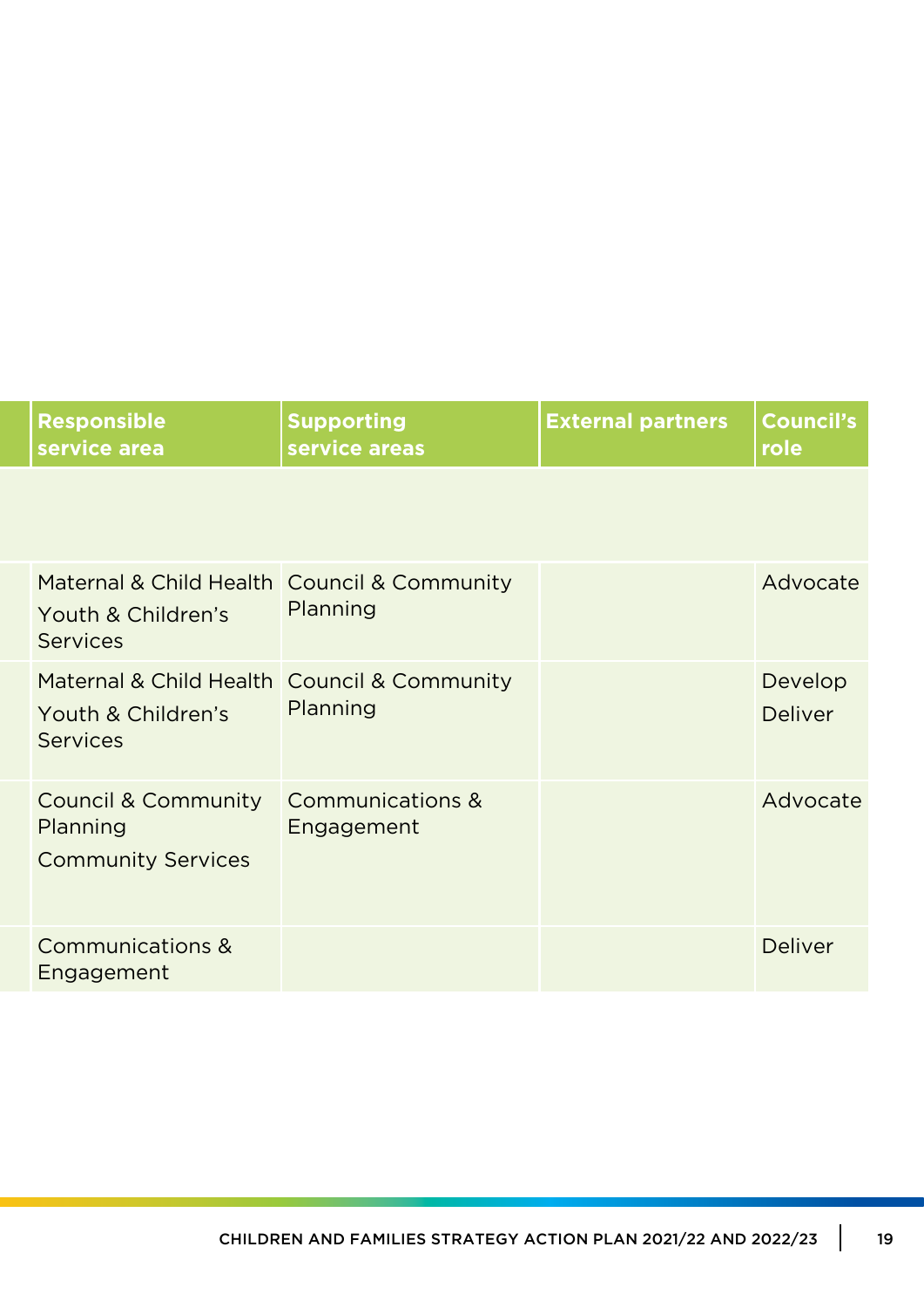| Responsible service area | Supporting service areas | External partners | Council's role |
|---|---|---|---|
| | | | |
| Maternal & Child Health<br>Youth & Children's Services | Council & Community Planning | | Advocate |
| Maternal & Child Health<br>Youth & Children's Services | Council & Community Planning | | Develop<br>Deliver |
| Council & Community Planning<br>Community Services | Communications & Engagement | | Advocate |
| Communications & Engagement | | | Deliver |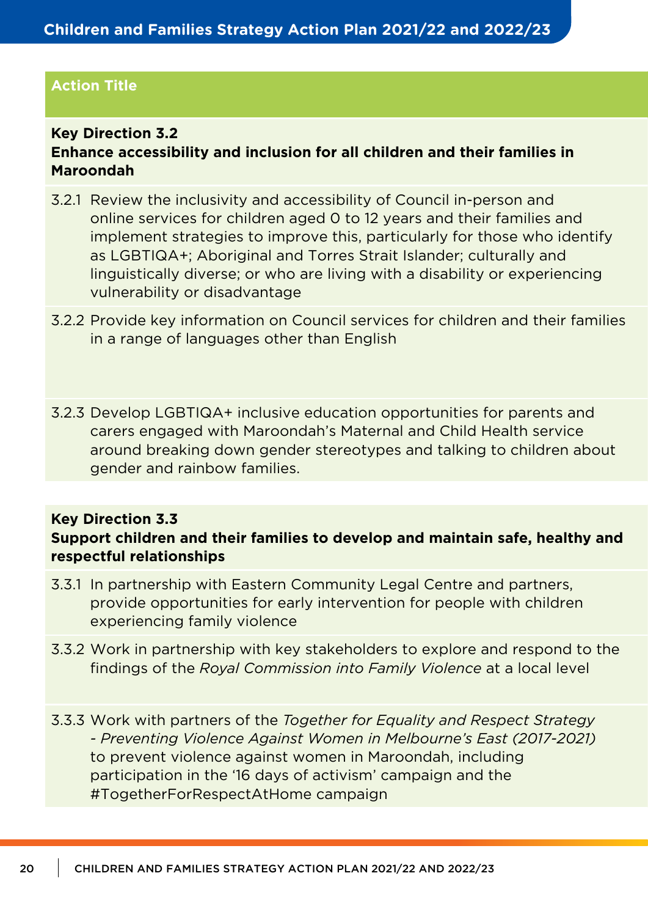| Action Title |
|---|
| **Key Direction 3.2**<br>**Enhance accessibility and inclusion for all children and their families in Maroondah** |
| 3.2.1 Review the inclusivity and accessibility of Council in-person and online services for children aged 0 to 12 years and their families and implement strategies to improve this, particularly for those who identify as LGBTIQA+; Aboriginal and Torres Strait Islander; culturally and linguistically diverse; or who are living with a disability or experiencing vulnerability or disadvantage |
| 3.2.2 Provide key information on Council services for children and their families in a range of languages other than English |
| 3.2.3 Develop LGBTIQA+ inclusive education opportunities for parents and carers engaged with Maroondah's Maternal and Child Health service around breaking down gender stereotypes and talking to children about gender and rainbow families. |

| **Key Direction 3.3**<br>**Support children and their families to develop and maintain safe, healthy and respectful relationships** |
|---|
| 3.3.1 In partnership with Eastern Community Legal Centre and partners, provide opportunities for early intervention for people with children experiencing family violence |
| 3.3.2 Work in partnership with key stakeholders to explore and respond to the findings of the *Royal Commission into Family Violence* at a local level |
| 3.3.3 Work with partners of the *Together for Equality and Respect Strategy - Preventing Violence Against Women in Melbourne's East (2017-2021)* to prevent violence against women in Maroondah, including participation in the '16 days of activism' campaign and the #TogetherForRespectAtHome campaign |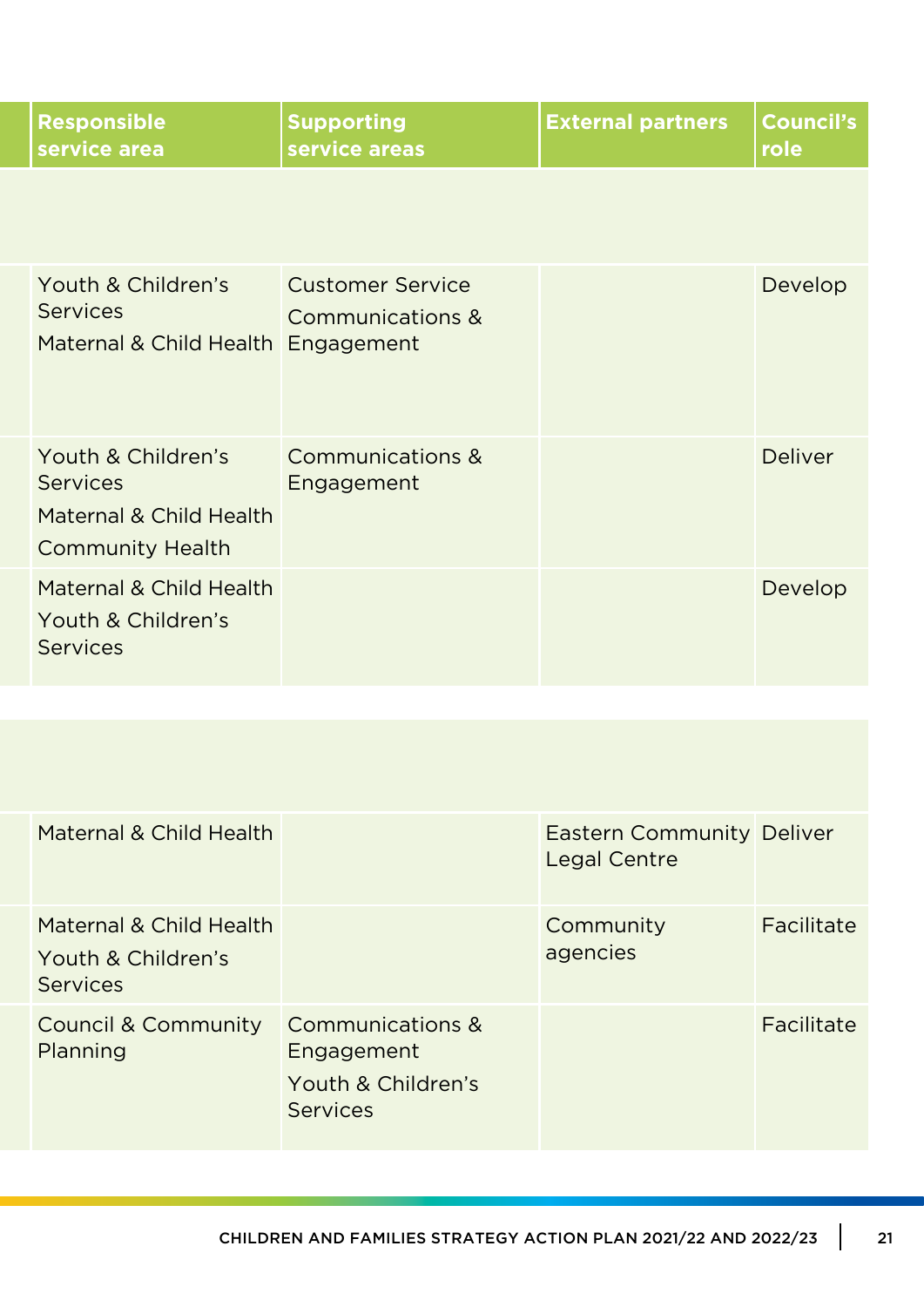| Responsible service area | Supporting service areas | External partners | Council's role |
|---|---|---|---|
| | | | |
| Youth & Children's Services<br>Maternal & Child Health | Customer Service<br>Communications & Engagement | | Develop |
| Youth & Children's Services<br>Maternal & Child Health<br>Community Health | Communications & Engagement | | Deliver |
| Maternal & Child Health<br>Youth & Children's Services | | | Develop |
| | | | |
| Maternal & Child Health | | Eastern Community Legal Centre | Deliver |
| Maternal & Child Health<br>Youth & Children's Services | | Community agencies | Facilitate |
| Council & Community Planning | Communications & Engagement<br>Youth & Children's Services | | Facilitate |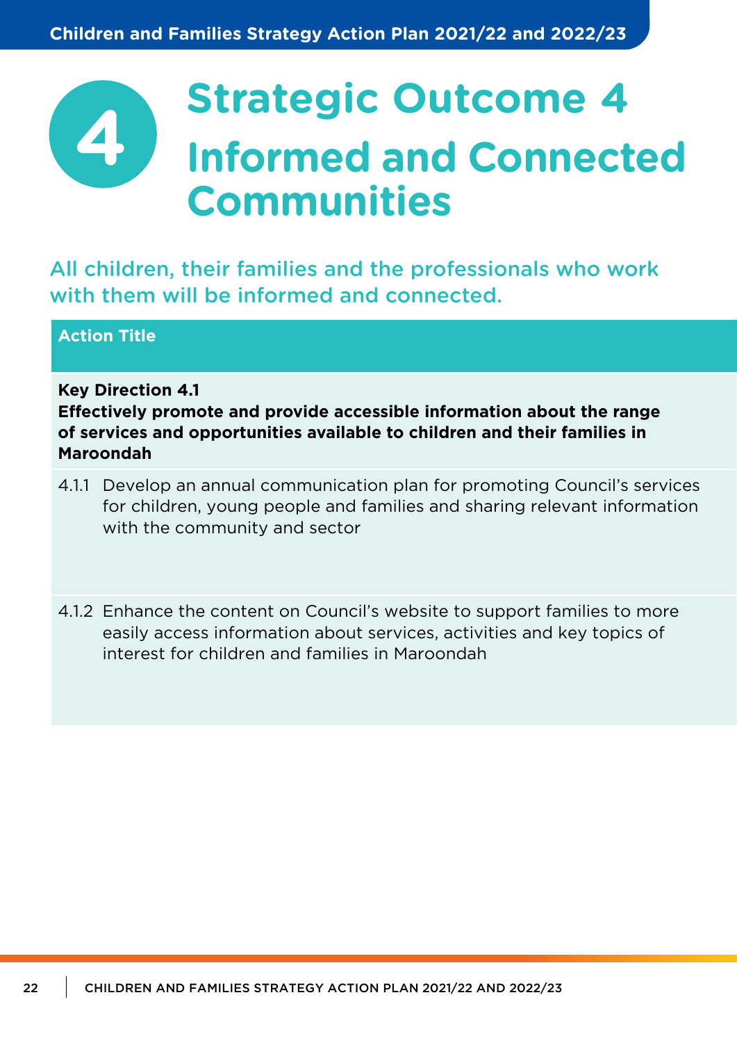# Strategic Outcome 4

# Informed and Connected Communities

All children, their families and the professionals who work with them will be informed and connected.

| Action Title |
| --- |
| **Key Direction 4.1**<br>**Effectively promote and provide accessible information about the range of services and opportunities available to children and their families in Maroondah** |
| 4.1.1 Develop an annual communication plan for promoting Council's services for children, young people and families and sharing relevant information with the community and sector |
| 4.1.2 Enhance the content on Council's website to support families to more easily access information about services, activities and key topics of interest for children and families in Maroondah |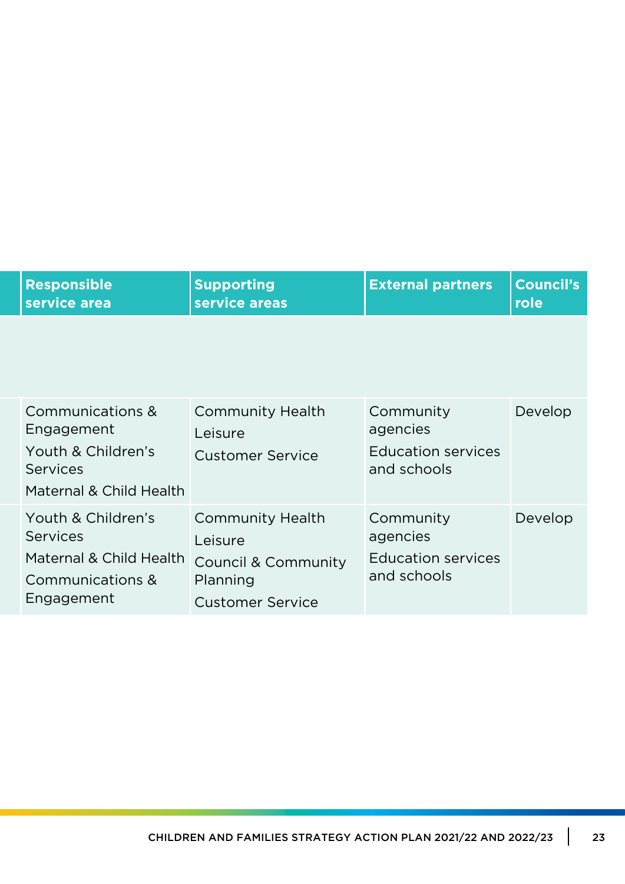| Responsible service area | Supporting service areas | External partners | Council's role |
|---|---|---|---|
| | | | |
| Communications & Engagement<br>Youth & Children's Services<br>Maternal & Child Health | Community Health<br>Leisure<br>Customer Service | Community agencies<br>Education services and schools | Develop |
| Youth & Children's Services<br>Maternal & Child Health<br>Communications & Engagement | Community Health<br>Leisure<br>Council & Community Planning<br>Customer Service | Community agencies<br>Education services and schools | Develop |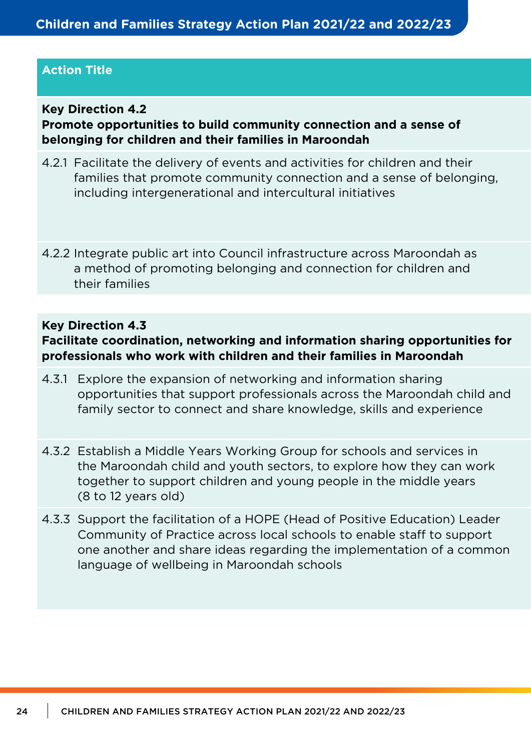| Action Title |
|---|
| **Key Direction 4.2**<br>**Promote opportunities to build community connection and a sense of belonging for children and their families in Maroondah** |
| 4.2.1 Facilitate the delivery of events and activities for children and their families that promote community connection and a sense of belonging, including intergenerational and intercultural initiatives |
| 4.2.2 Integrate public art into Council infrastructure across Maroondah as a method of promoting belonging and connection for children and their families |
| **Key Direction 4.3**<br>**Facilitate coordination, networking and information sharing opportunities for professionals who work with children and their families in Maroondah** |
| 4.3.1 Explore the expansion of networking and information sharing opportunities that support professionals across the Maroondah child and family sector to connect and share knowledge, skills and experience |
| 4.3.2 Establish a Middle Years Working Group for schools and services in the Maroondah child and youth sectors, to explore how they can work together to support children and young people in the middle years (8 to 12 years old) |
| 4.3.3 Support the facilitation of a HOPE (Head of Positive Education) Leader Community of Practice across local schools to enable staff to support one another and share ideas regarding the implementation of a common language of wellbeing in Maroondah schools |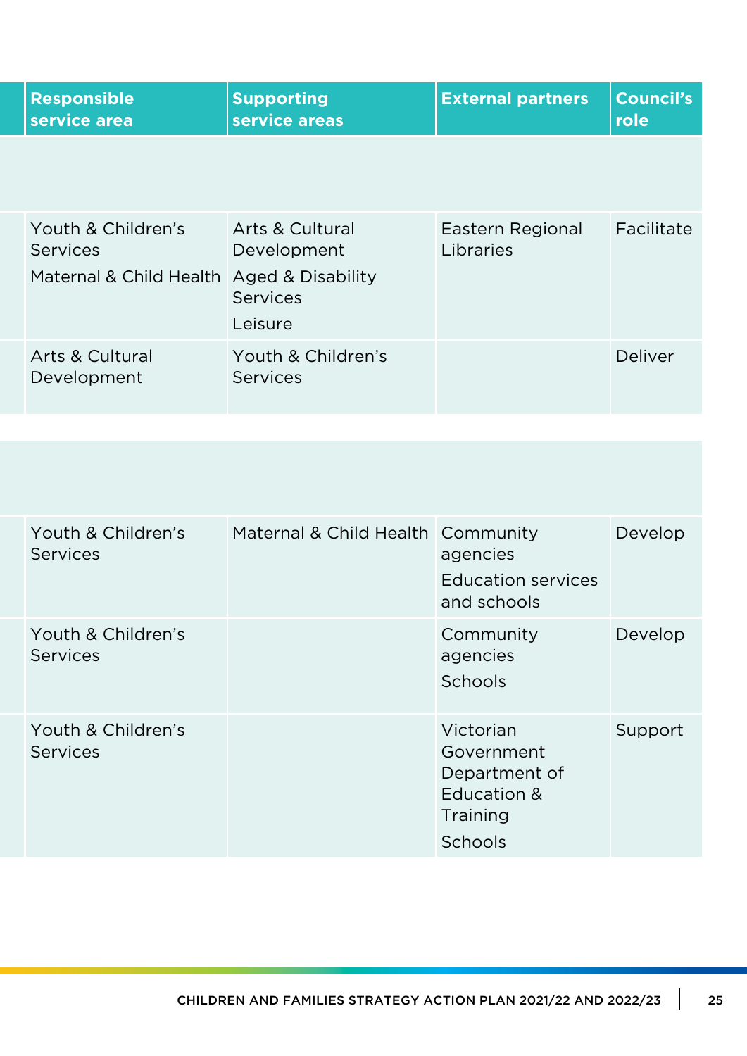| Responsible service area | Supporting service areas | External partners | Council's role |
|---|---|---|---|
| | | | |
| Youth & Children's Services<br>Maternal & Child Health | Arts & Cultural Development<br>Aged & Disability Services<br>Leisure | Eastern Regional Libraries | Facilitate |
| Arts & Cultural Development | Youth & Children's Services | | Deliver |
| | | | |
| Youth & Children's Services | Maternal & Child Health | Community agencies<br>Education services and schools | Develop |
| Youth & Children's Services | | Community agencies<br>Schools | Develop |
| Youth & Children's Services | | Victorian Government Department of Education & Training<br>Schools | Support |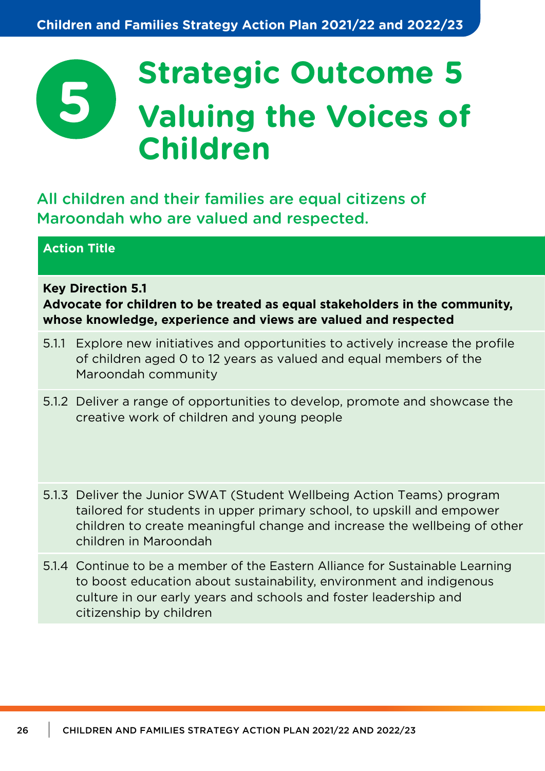# 5 Strategic Outcome 5 Valuing the Voices of Children

All children and their families are equal citizens of Maroondah who are valued and respected.

| Action Title |
|---|
| **Key Direction 5.1** **Advocate for children to be treated as equal stakeholders in the community, whose knowledge, experience and views are valued and respected** |
| 5.1.1 Explore new initiatives and opportunities to actively increase the profile of children aged 0 to 12 years as valued and equal members of the Maroondah community |
| 5.1.2 Deliver a range of opportunities to develop, promote and showcase the creative work of children and young people |
| 5.1.3 Deliver the Junior SWAT (Student Wellbeing Action Teams) program tailored for students in upper primary school, to upskill and empower children to create meaningful change and increase the wellbeing of other children in Maroondah |
| 5.1.4 Continue to be a member of the Eastern Alliance for Sustainable Learning to boost education about sustainability, environment and indigenous culture in our early years and schools and foster leadership and citizenship by children |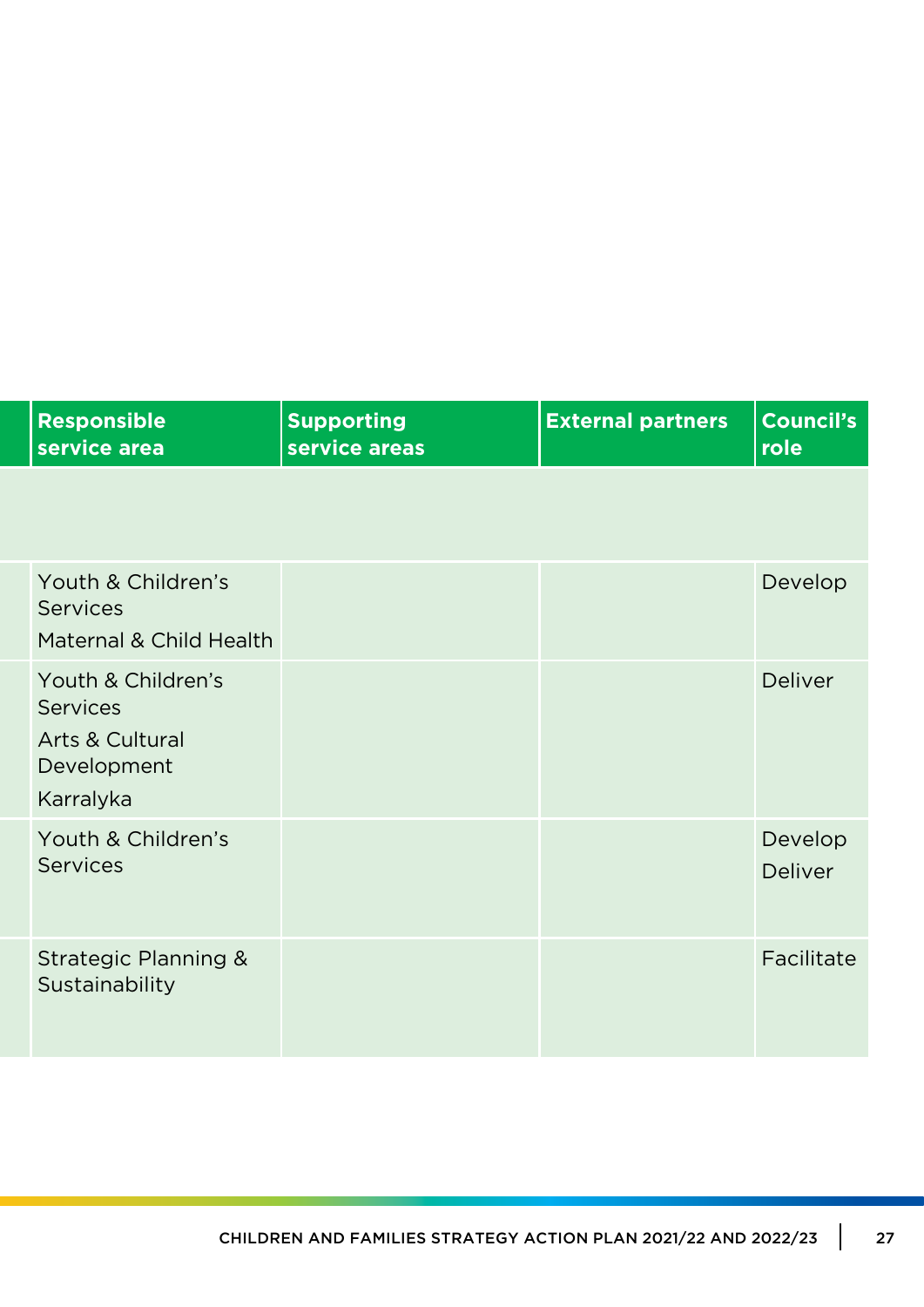| Responsible service area | Supporting service areas | External partners | Council's role |
|---|---|---|---|
| | | | |
| Youth & Children's Services<br>Maternal & Child Health | | | Develop |
| Youth & Children's Services<br>Arts & Cultural Development<br>Karralyka | | | Deliver |
| Youth & Children's Services | | | Develop<br>Deliver |
| Strategic Planning & Sustainability | | | Facilitate |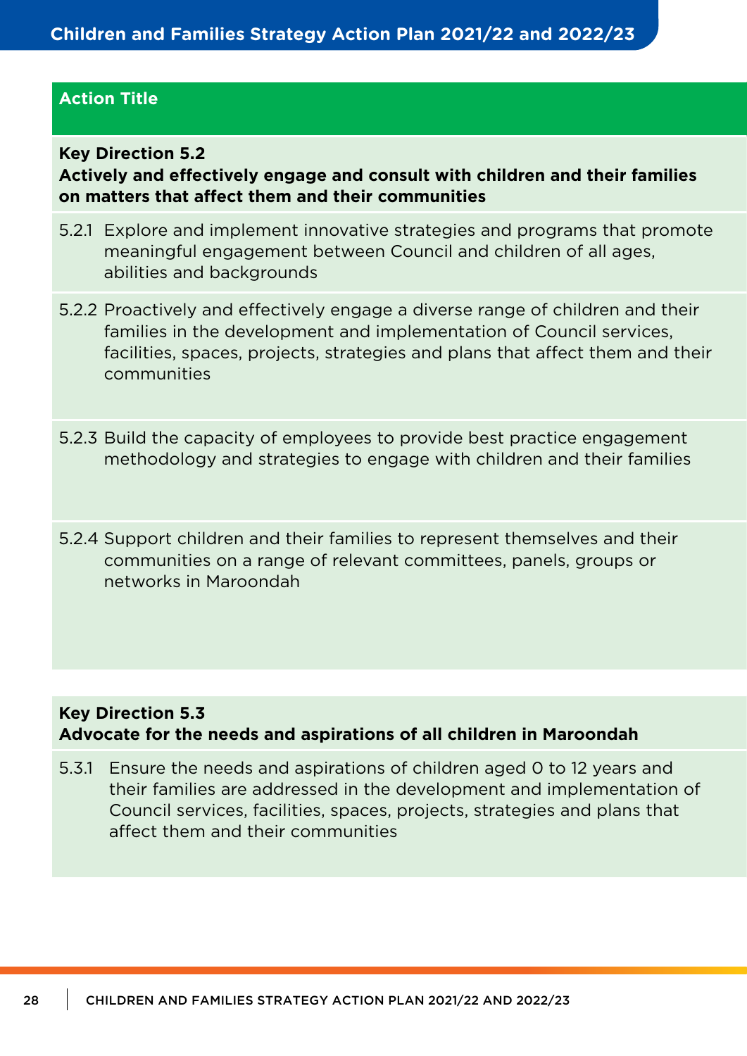| Action Title |
| --- |
| **Key Direction 5.2**<br>**Actively and effectively engage and consult with children and their families on matters that affect them and their communities** |
| 5.2.1 Explore and implement innovative strategies and programs that promote meaningful engagement between Council and children of all ages, abilities and backgrounds |
| 5.2.2 Proactively and effectively engage a diverse range of children and their families in the development and implementation of Council services, facilities, spaces, projects, strategies and plans that affect them and their communities |
| 5.2.3 Build the capacity of employees to provide best practice engagement methodology and strategies to engage with children and their families |
| 5.2.4 Support children and their families to represent themselves and their communities on a range of relevant committees, panels, groups or networks in Maroondah |

| **Key Direction 5.3**<br>**Advocate for the needs and aspirations of all children in Maroondah** |
| --- |
| 5.3.1 Ensure the needs and aspirations of children aged 0 to 12 years and their families are addressed in the development and implementation of Council services, facilities, spaces, projects, strategies and plans that affect them and their communities |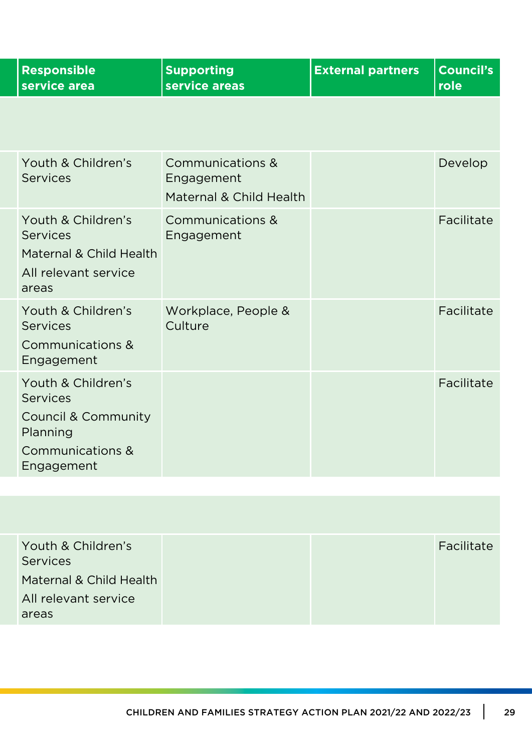| Responsible service area | Supporting service areas | External partners | Council's role |
| --- | --- | --- | --- |
| | | | |
| Youth & Children's Services | Communications & Engagement<br>Maternal & Child Health | | Develop |
| Youth & Children's Services<br>Maternal & Child Health<br>All relevant service areas | Communications & Engagement | | Facilitate |
| Youth & Children's Services<br>Communications & Engagement | Workplace, People & Culture | | Facilitate |
| Youth & Children's Services<br>Council & Community Planning<br>Communications & Engagement | | | Facilitate |
| | | | |
| Youth & Children's Services<br>Maternal & Child Health<br>All relevant service areas | | | Facilitate |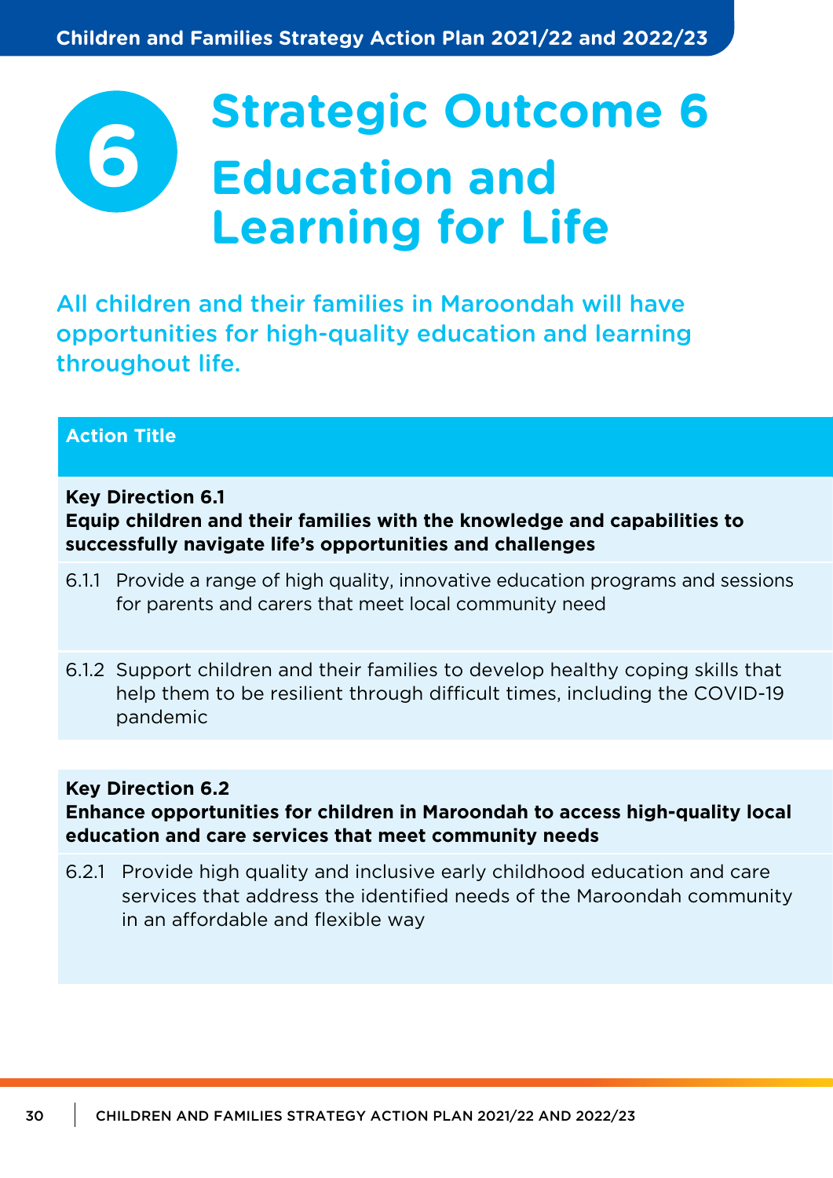# Strategic Outcome 6

# Education and Learning for Life

All children and their families in Maroondah will have opportunities for high-quality education and learning throughout life.

| Action Title |
| --- |
| **Key Direction 6.1**<br>**Equip children and their families with the knowledge and capabilities to successfully navigate life's opportunities and challenges** |
| 6.1.1 Provide a range of high quality, innovative education programs and sessions for parents and carers that meet local community need |
| 6.1.2 Support children and their families to develop healthy coping skills that help them to be resilient through difficult times, including the COVID-19 pandemic |
| **Key Direction 6.2**<br>**Enhance opportunities for children in Maroondah to access high-quality local education and care services that meet community needs** |
| 6.2.1 Provide high quality and inclusive early childhood education and care services that address the identified needs of the Maroondah community in an affordable and flexible way |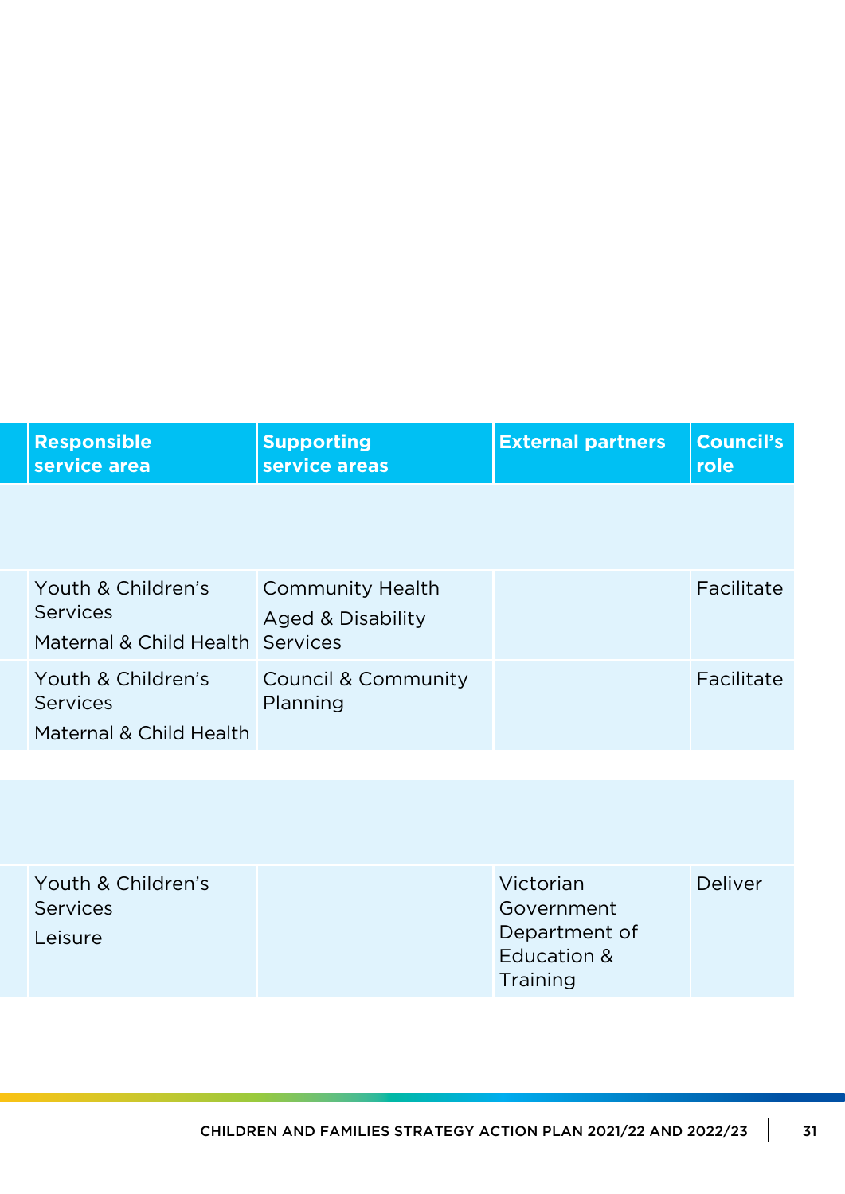| Responsible service area | Supporting service areas | External partners | Council's role |
|---|---|---|---|
| | | | |
| Youth & Children's Services<br>Maternal & Child Health | Community Health<br>Aged & Disability Services | | Facilitate |
| Youth & Children's Services<br>Maternal & Child Health | Council & Community Planning | | Facilitate |
| | | | |
| Youth & Children's Services<br>Leisure | | Victorian Government Department of Education & Training | Deliver |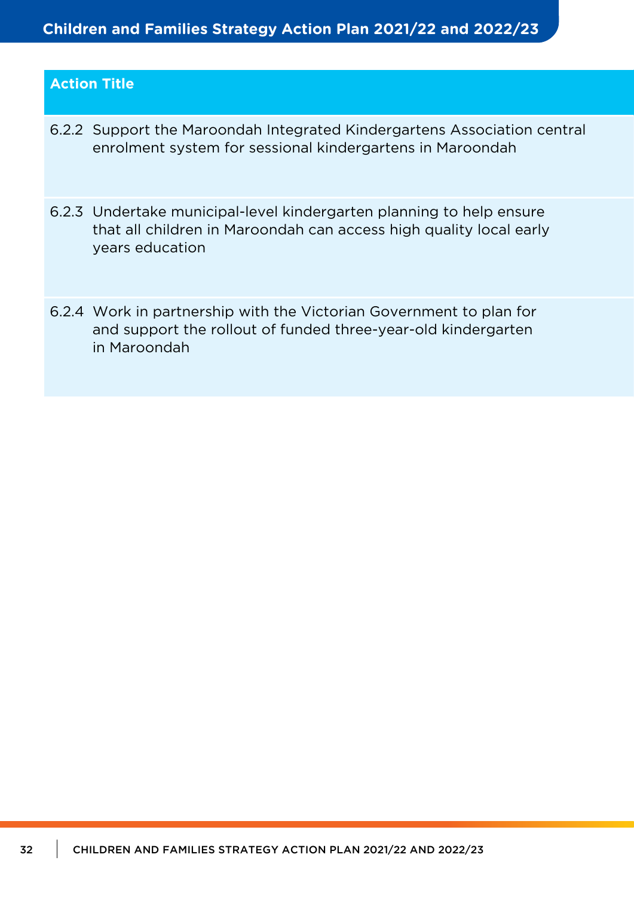| Action Title |
|---|
| 6.2.2 Support the Maroondah Integrated Kindergartens Association central enrolment system for sessional kindergartens in Maroondah |
| 6.2.3 Undertake municipal-level kindergarten planning to help ensure that all children in Maroondah can access high quality local early years education |
| 6.2.4 Work in partnership with the Victorian Government to plan for and support the rollout of funded three-year-old kindergarten in Maroondah |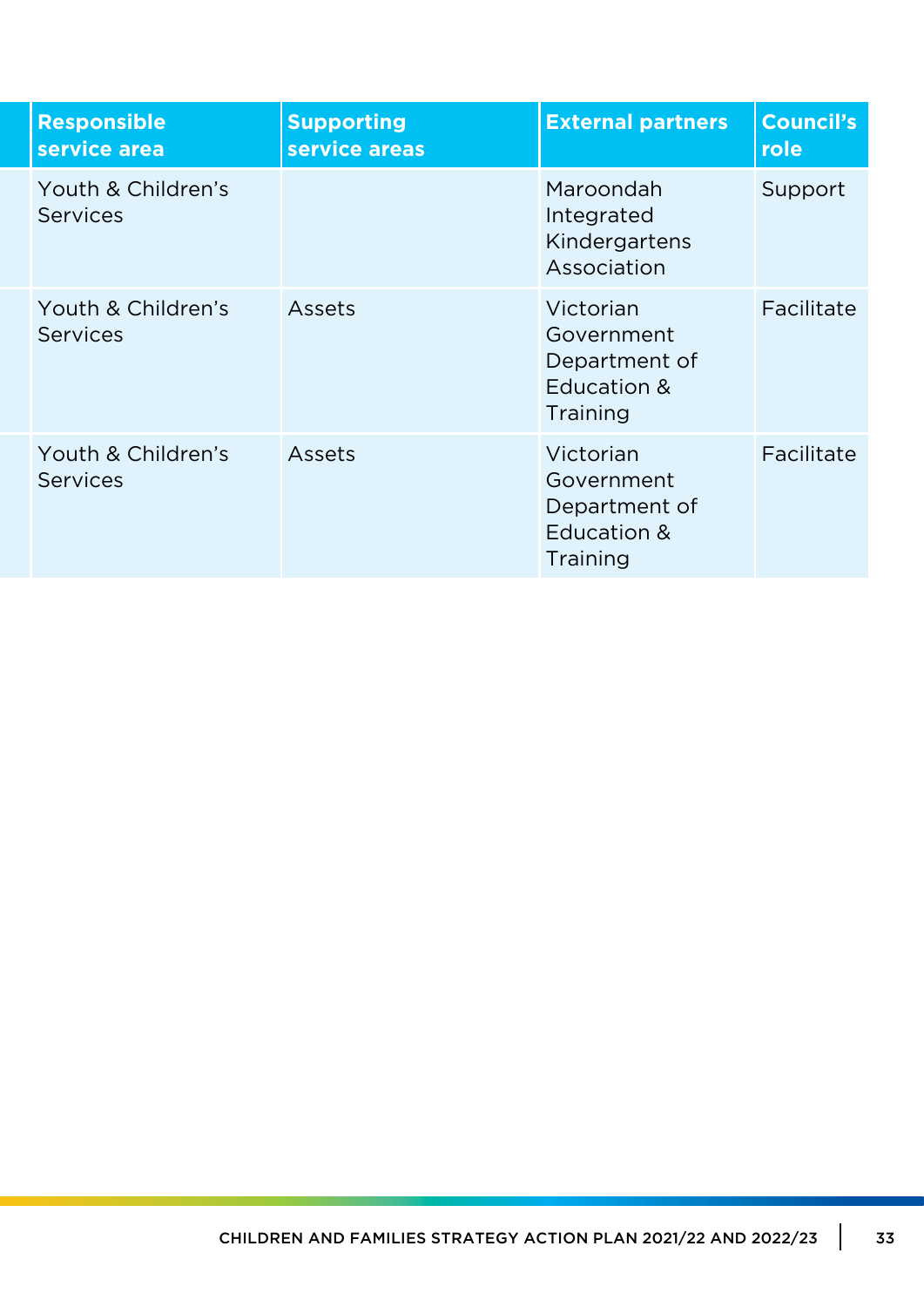| Responsible service area | Supporting service areas | External partners | Council's role |
| --- | --- | --- | --- |
| Youth & Children's Services | | Maroondah Integrated Kindergartens Association | Support |
| Youth & Children's Services | Assets | Victorian Government Department of Education & Training | Facilitate |
| Youth & Children's Services | Assets | Victorian Government Department of Education & Training | Facilitate |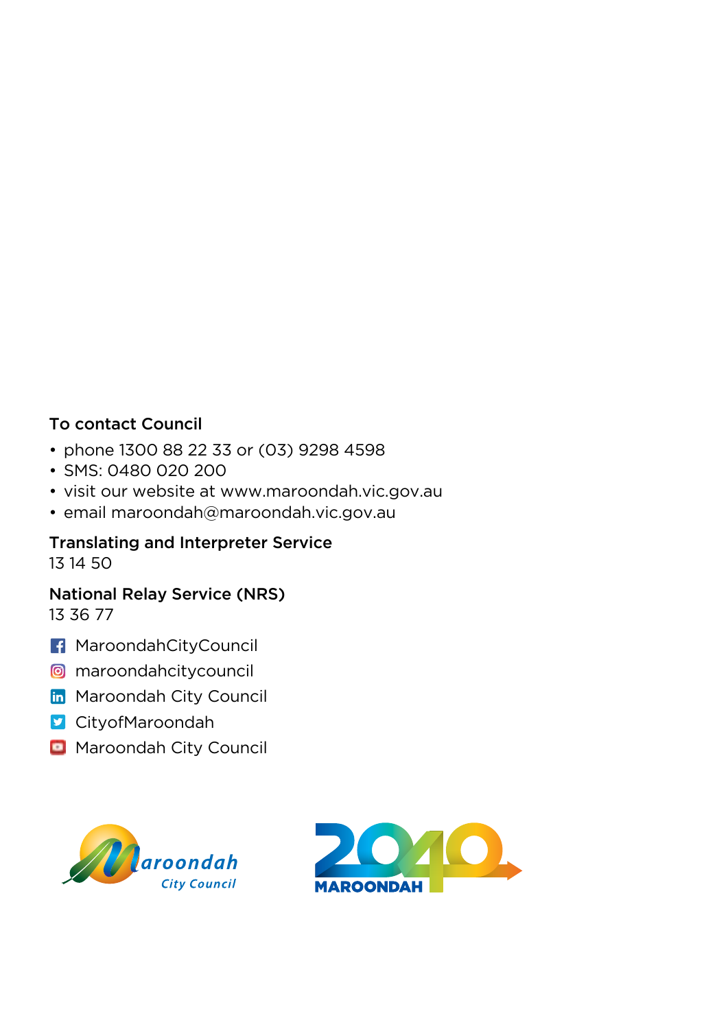**To contact Council**

- phone 1300 88 22 33 or (03) 9298 4598
- SMS: 0480 020 200
- visit our website at www.maroondah.vic.gov.au
- email maroondah@maroondah.vic.gov.au

**Translating and Interpreter Service**
13 14 50

**National Relay Service (NRS)**
13 36 77

MaroondahCityCouncil
maroondahcitycouncil
Maroondah City Council
CityofMaroondah
Maroondah City Council

Maroondah City Council

2040 MAROONDAH